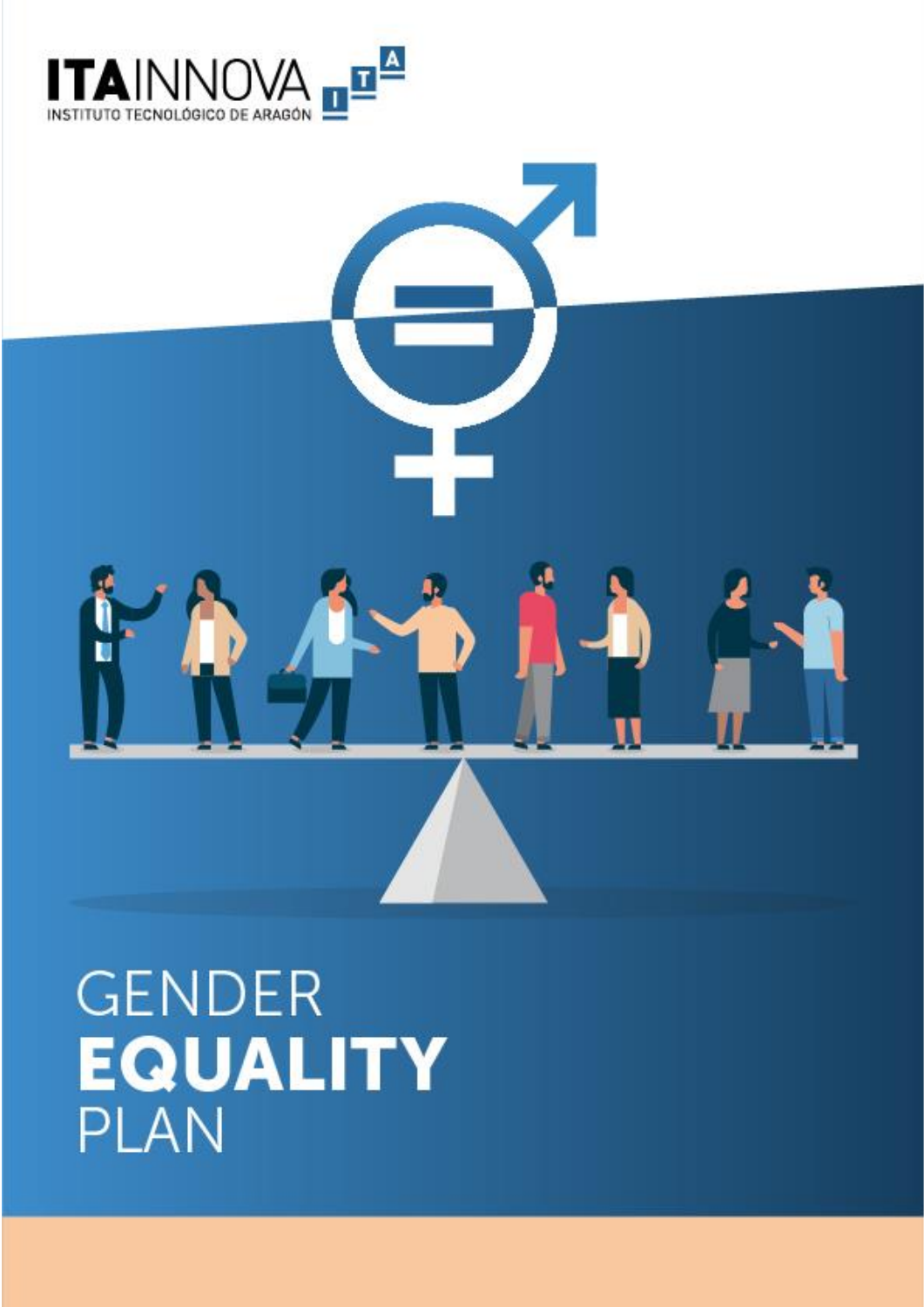ITAINNOVA

INSTITUTO TECNOLÓGICO DE ARAGÓN

# GENDER **EQUALITY** PLAN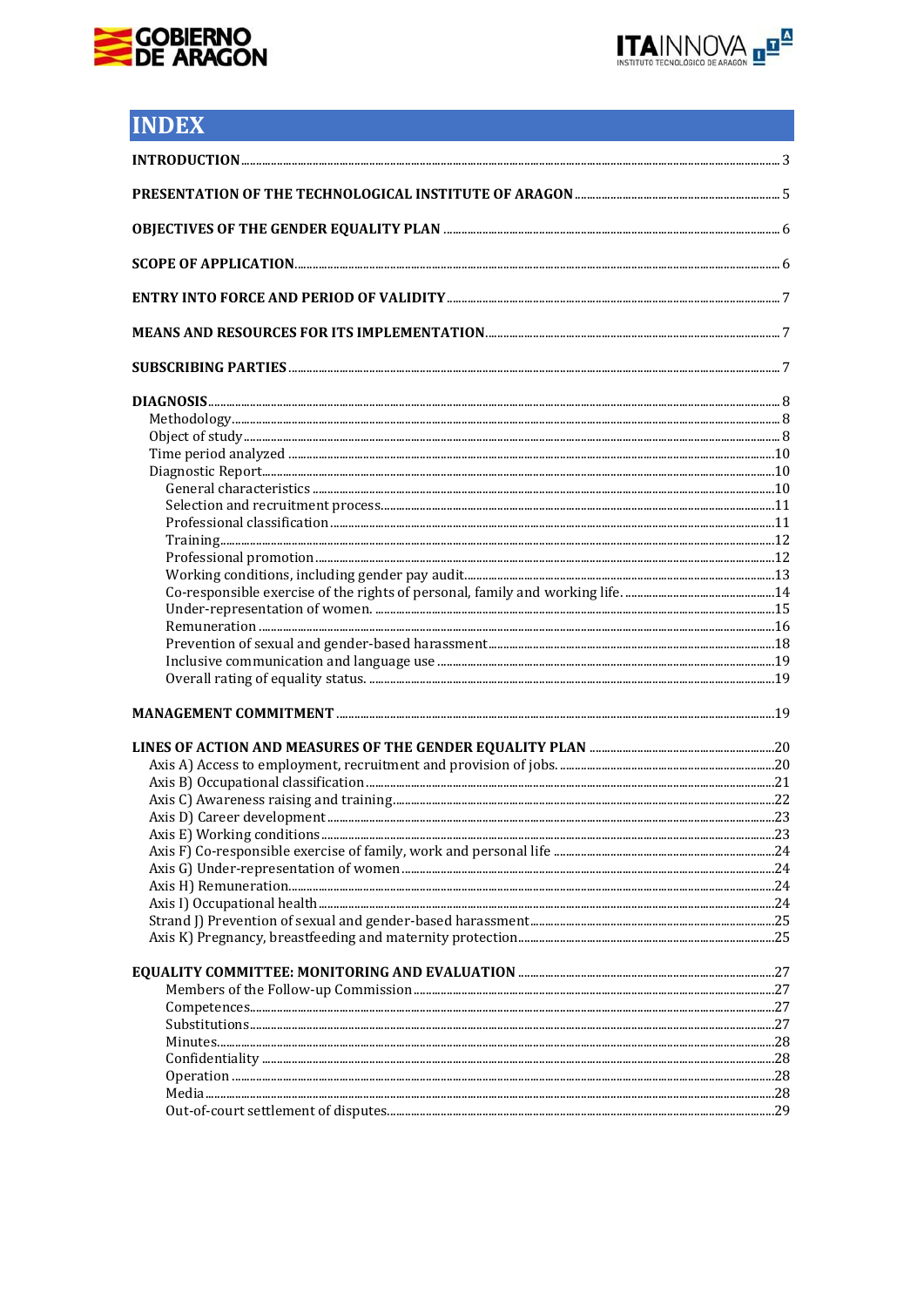# INDEX

**INTRODUCTION** ... 3

**PRESENTATION OF THE TECHNOLOGICAL INSTITUTE OF ARAGON** ... 5

**OBJECTIVES OF THE GENDER EQUALITY PLAN** ... 6

**SCOPE OF APPLICATION** ... 6

**ENTRY INTO FORCE AND PERIOD OF VALIDITY** ... 7

**MEANS AND RESOURCES FOR ITS IMPLEMENTATION** ... 7

**SUBSCRIBING PARTIES** ... 7

**DIAGNOSIS** ... 8
- Methodology ... 8
- Object of study ... 8
- Time period analyzed ... 10
- Diagnostic Report ... 10
  - General characteristics ... 10
  - Selection and recruitment process ... 11
  - Professional classification ... 11
  - Training ... 12
  - Professional promotion ... 12
  - Working conditions, including gender pay audit ... 13
  - Co-responsible exercise of the rights of personal, family and working life. ... 14
  - Under-representation of women. ... 15
  - Remuneration ... 16
  - Prevention of sexual and gender-based harassment ... 18
  - Inclusive communication and language use ... 19
  - Overall rating of equality status. ... 19

**MANAGEMENT COMMITMENT** ... 19

**LINES OF ACTION AND MEASURES OF THE GENDER EQUALITY PLAN** ... 20
- Axis A) Access to employment, recruitment and provision of jobs. ... 20
- Axis B) Occupational classification ... 21
- Axis C) Awareness raising and training ... 22
- Axis D) Career development ... 23
- Axis E) Working conditions ... 23
- Axis F) Co-responsible exercise of family, work and personal life ... 24
- Axis G) Under-representation of women ... 24
- Axis H) Remuneration ... 24
- Axis I) Occupational health ... 24
- Strand J) Prevention of sexual and gender-based harassment ... 25
- Axis K) Pregnancy, breastfeeding and maternity protection ... 25

**EQUALITY COMMITTEE: MONITORING AND EVALUATION** ... 27
- Members of the Follow-up Commission ... 27
- Competences ... 27
- Substitutions ... 27
- Minutes ... 28
- Confidentiality ... 28
- Operation ... 28
- Media ... 28
- Out-of-court settlement of disputes ... 29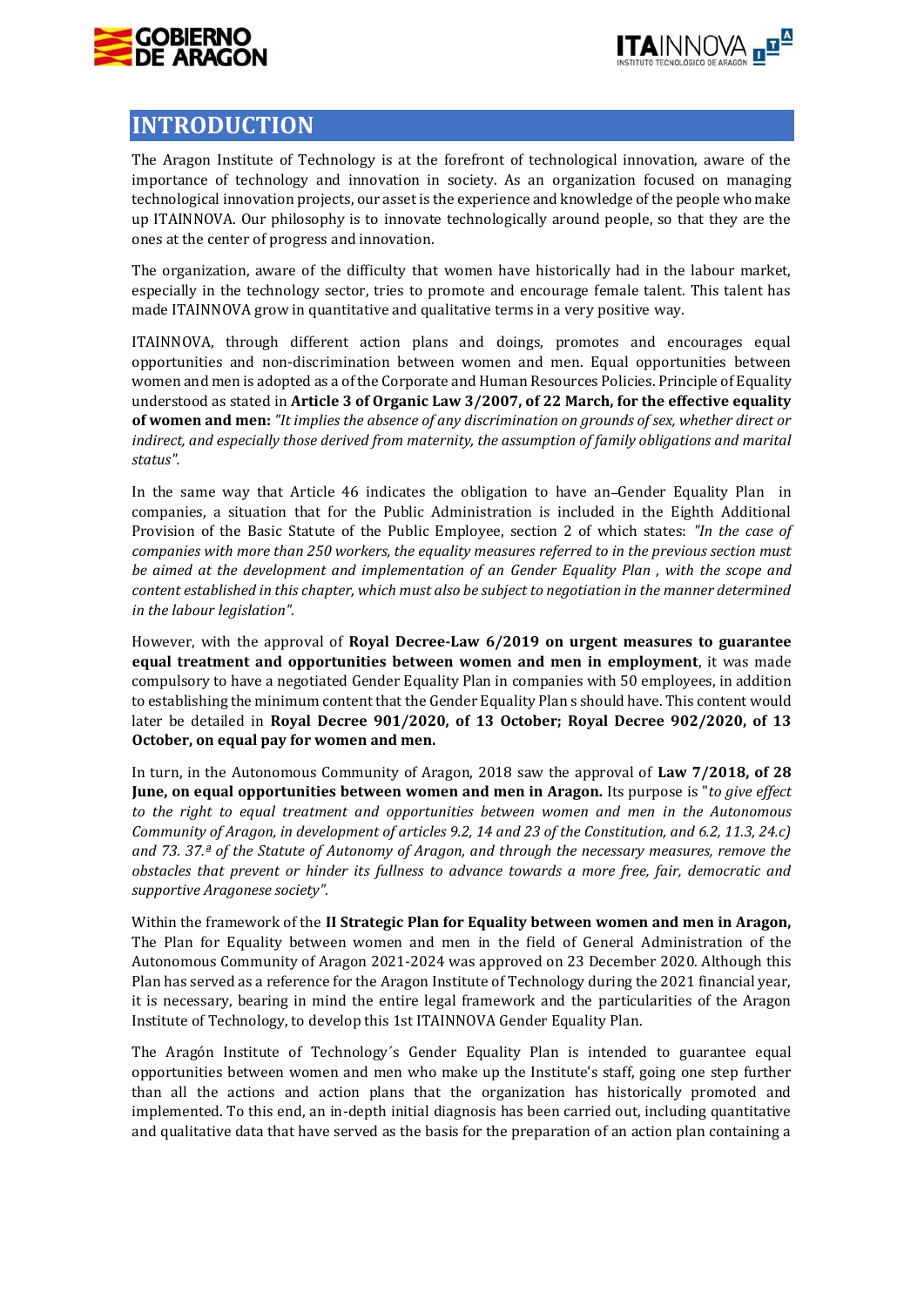# INTRODUCTION

The Aragon Institute of Technology is at the forefront of technological innovation, aware of the importance of technology and innovation in society. As an organization focused on managing technological innovation projects, our asset is the experience and knowledge of the people who make up ITAINNOVA. Our philosophy is to innovate technologically around people, so that they are the ones at the center of progress and innovation.

The organization, aware of the difficulty that women have historically had in the labour market, especially in the technology sector, tries to promote and encourage female talent. This talent has made ITAINNOVA grow in quantitative and qualitative terms in a very positive way.

ITAINNOVA, through different action plans and doings, promotes and encourages equal opportunities and non-discrimination between women and men. Equal opportunities between women and men is adopted as a of the Corporate and Human Resources Policies. Principle of Equality understood as stated in **Article 3 of Organic Law 3/2007, of 22 March, for the effective equality of women and men:** *"It implies the absence of any discrimination on grounds of sex, whether direct or indirect, and especially those derived from maternity, the assumption of family obligations and marital status".*

In the same way that Article 46 indicates the obligation to have an Gender Equality Plan in companies, a situation that for the Public Administration is included in the Eighth Additional Provision of the Basic Statute of the Public Employee, section 2 of which states: *"In the case of companies with more than 250 workers, the equality measures referred to in the previous section must be aimed at the development and implementation of an Gender Equality Plan , with the scope and content established in this chapter, which must also be subject to negotiation in the manner determined in the labour legislation".*

However, with the approval of **Royal Decree-Law 6/2019 on urgent measures to guarantee equal treatment and opportunities between women and men in employment**, it was made compulsory to have a negotiated Gender Equality Plan in companies with 50 employees, in addition to establishing the minimum content that the Gender Equality Plan s should have. This content would later be detailed in **Royal Decree 901/2020, of 13 October; Royal Decree 902/2020, of 13 October, on equal pay for women and men.**

In turn, in the Autonomous Community of Aragon, 2018 saw the approval of **Law 7/2018, of 28 June, on equal opportunities between women and men in Aragon.** Its purpose is "*to give effect to the right to equal treatment and opportunities between women and men in the Autonomous Community of Aragon, in development of articles 9.2, 14 and 23 of the Constitution, and 6.2, 11.3, 24.c) and 73. 37.ª of the Statute of Autonomy of Aragon, and through the necessary measures, remove the obstacles that prevent or hinder its fullness to advance towards a more free, fair, democratic and supportive Aragonese society".*

Within the framework of the **II Strategic Plan for Equality between women and men in Aragon,** The Plan for Equality between women and men in the field of General Administration of the Autonomous Community of Aragon 2021-2024 was approved on 23 December 2020. Although this Plan has served as a reference for the Aragon Institute of Technology during the 2021 financial year, it is necessary, bearing in mind the entire legal framework and the particularities of the Aragon Institute of Technology, to develop this 1st ITAINNOVA Gender Equality Plan.

The Aragón Institute of Technology´s Gender Equality Plan is intended to guarantee equal opportunities between women and men who make up the Institute's staff, going one step further than all the actions and action plans that the organization has historically promoted and implemented. To this end, an in-depth initial diagnosis has been carried out, including quantitative and qualitative data that have served as the basis for the preparation of an action plan containing a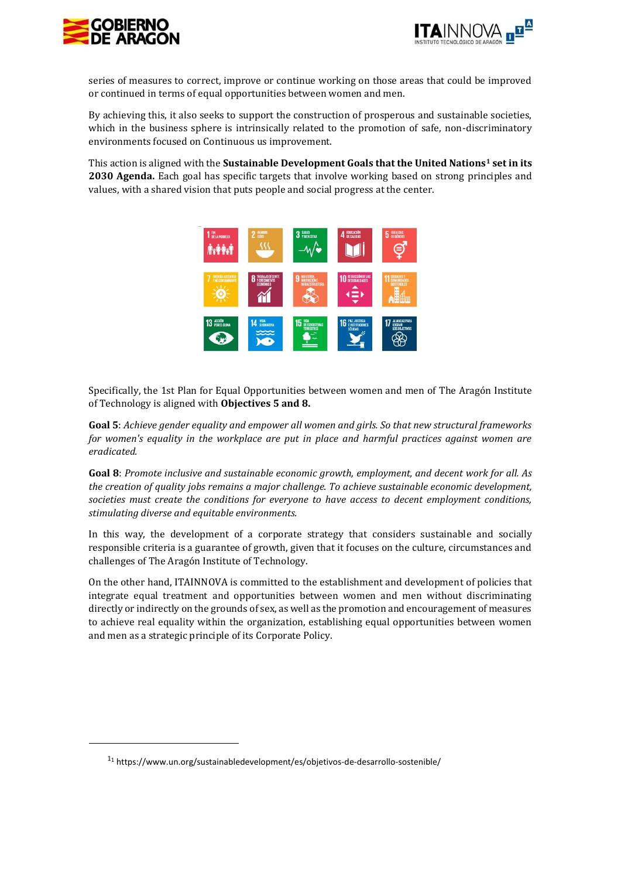series of measures to correct, improve or continue working on those areas that could be improved or continued in terms of equal opportunities between women and men.

By achieving this, it also seeks to support the construction of prosperous and sustainable societies, which in the business sphere is intrinsically related to the promotion of safe, non-discriminatory environments focused on Continuous us improvement.

This action is aligned with the **Sustainable Development Goals that the United Nations[1] set in its 2030 Agenda.** Each goal has specific targets that involve working based on strong principles and values, with a shared vision that puts people and social progress at the center.

Specifically, the 1st Plan for Equal Opportunities between women and men of The Aragón Institute of Technology is aligned with **Objectives 5 and 8.**

**Goal 5**: *Achieve gender equality and empower all women and girls. So that new structural frameworks for women's equality in the workplace are put in place and harmful practices against women are eradicated.*

**Goal 8**: *Promote inclusive and sustainable economic growth, employment, and decent work for all. As the creation of quality jobs remains a major challenge. To achieve sustainable economic development, societies must create the conditions for everyone to have access to decent employment conditions, stimulating diverse and equitable environments.*

In this way, the development of a corporate strategy that considers sustainable and socially responsible criteria is a guarantee of growth, given that it focuses on the culture, circumstances and challenges of The Aragón Institute of Technology.

On the other hand, ITAINNOVA is committed to the establishment and development of policies that integrate equal treatment and opportunities between women and men without discriminating directly or indirectly on the grounds of sex, as well as the promotion and encouragement of measures to achieve real equality within the organization, establishing equal opportunities between women and men as a strategic principle of its Corporate Policy.

---

[1] https://www.un.org/sustainabledevelopment/es/objetivos-de-desarrollo-sostenible/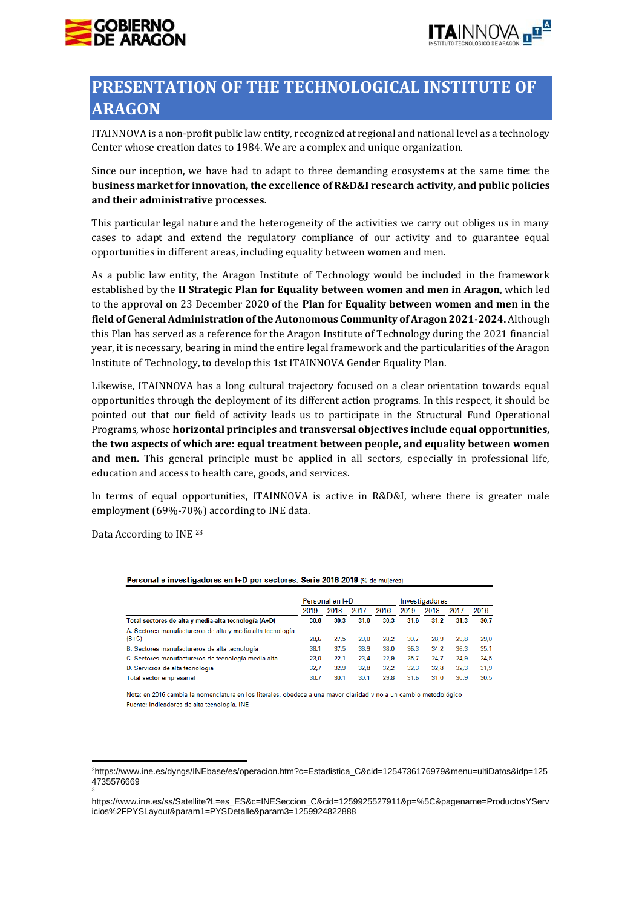# PRESENTATION OF THE TECHNOLOGICAL INSTITUTE OF ARAGON

ITAINNOVA is a non-profit public law entity, recognized at regional and national level as a technology Center whose creation dates to 1984. We are a complex and unique organization.

Since our inception, we have had to adapt to three demanding ecosystems at the same time: the **business market for innovation, the excellence of R&D&I research activity, and public policies and their administrative processes.**

This particular legal nature and the heterogeneity of the activities we carry out obliges us in many cases to adapt and extend the regulatory compliance of our activity and to guarantee equal opportunities in different areas, including equality between women and men.

As a public law entity, the Aragon Institute of Technology would be included in the framework established by the **II Strategic Plan for Equality between women and men in Aragon**, which led to the approval on 23 December 2020 of the **Plan for Equality between women and men in the field of General Administration of the Autonomous Community of Aragon 2021-2024.** Although this Plan has served as a reference for the Aragon Institute of Technology during the 2021 financial year, it is necessary, bearing in mind the entire legal framework and the particularities of the Aragon Institute of Technology, to develop this 1st ITAINNOVA Gender Equality Plan.

Likewise, ITAINNOVA has a long cultural trajectory focused on a clear orientation towards equal opportunities through the deployment of its different action programs. In this respect, it should be pointed out that our field of activity leads us to participate in the Structural Fund Operational Programs, whose **horizontal principles and transversal objectives include equal opportunities, the two aspects of which are: equal treatment between people, and equality between women and men.** This general principle must be applied in all sectors, especially in professional life, education and access to health care, goods, and services.

In terms of equal opportunities, ITAINNOVA is active in R&D&I, where there is greater male employment (69%-70%) according to INE data.

Data According to INE [2][3]

**Personal e investigadores en I+D por sectores. Serie 2016-2019** (% de mujeres)

| | Personal en I+D | | | | Investigadores | | | |
|---|---|---|---|---|---|---|---|---|
| | 2019 | 2018 | 2017 | 2016 | 2019 | 2018 | 2017 | 2016 |
| **Total sectores de alta y media-alta tecnología (A+D)** | **30,8** | **30,3** | **31,0** | **30,3** | **31,6** | **31,2** | **31,3** | **30,7** |
| A. Sectores manufactureros de alta y media-alta tecnología (B+C) | 28,6 | 27,5 | 29,0 | 28,2 | 30,7 | 28,9 | 29,8 | 29,0 |
| B. Sectores manufactureros de alta tecnología | 38,1 | 37,5 | 38,9 | 38,0 | 36,3 | 34,2 | 36,3 | 35,1 |
| C. Sectores manufactureros de tecnología media-alta | 23,0 | 22,1 | 23,4 | 22,9 | 25,7 | 24,7 | 24,9 | 24,5 |
| D. Servicios de alta tecnología | 32,7 | 32,9 | 32,8 | 32,2 | 32,3 | 32,8 | 32,3 | 31,9 |
| Total sector empresarial | 30,7 | 30,1 | 30,1 | 29,8 | 31,6 | 31,0 | 30,9 | 30,5 |

Nota: en 2016 cambia la nomenclatura en los literales, obedece a una mayor claridad y no a un cambio metodológico
Fuente: Indicadores de alta tecnología. INE

---

[2] https://www.ine.es/dyngs/INEbase/es/operacion.htm?c=Estadistica_C&cid=1254736176979&menu=ultiDatos&idp=1254735576669

[3] https://www.ine.es/ss/Satellite?L=es_ES&c=INESeccion_C&cid=1259925527911&p=%5C&pagename=ProductosYServicios%2FPYSLayout&param1=PYSDetalle&param3=1259924822888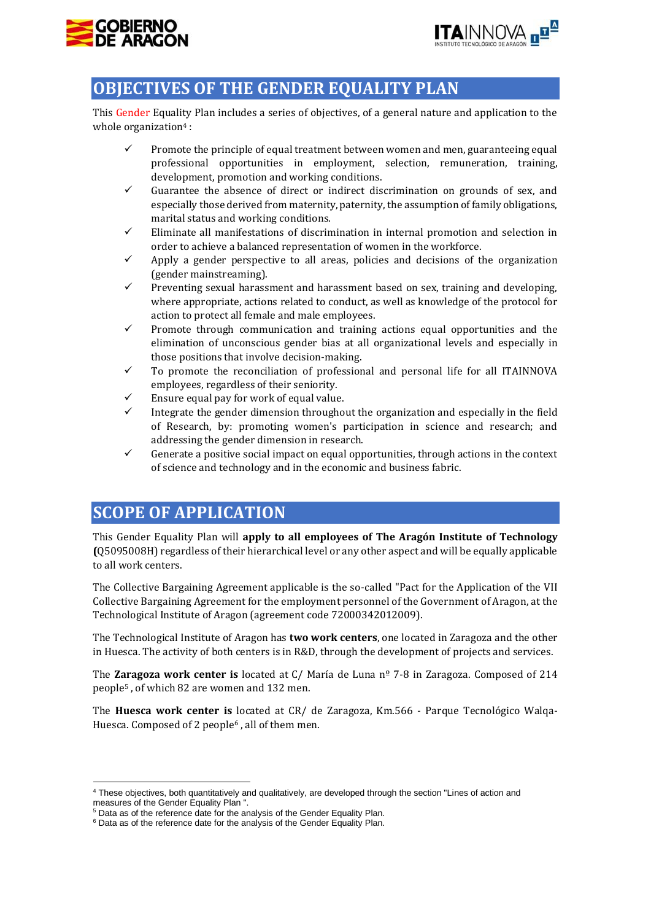## OBJECTIVES OF THE GENDER EQUALITY PLAN

This Gender Equality Plan includes a series of objectives, of a general nature and application to the whole organization[4] :

- ✓ Promote the principle of equal treatment between women and men, guaranteeing equal professional opportunities in employment, selection, remuneration, training, development, promotion and working conditions.
- ✓ Guarantee the absence of direct or indirect discrimination on grounds of sex, and especially those derived from maternity, paternity, the assumption of family obligations, marital status and working conditions.
- ✓ Eliminate all manifestations of discrimination in internal promotion and selection in order to achieve a balanced representation of women in the workforce.
- ✓ Apply a gender perspective to all areas, policies and decisions of the organization (gender mainstreaming).
- ✓ Preventing sexual harassment and harassment based on sex, training and developing, where appropriate, actions related to conduct, as well as knowledge of the protocol for action to protect all female and male employees.
- ✓ Promote through communication and training actions equal opportunities and the elimination of unconscious gender bias at all organizational levels and especially in those positions that involve decision-making.
- ✓ To promote the reconciliation of professional and personal life for all ITAINNOVA employees, regardless of their seniority.
- ✓ Ensure equal pay for work of equal value.
- ✓ Integrate the gender dimension throughout the organization and especially in the field of Research, by: promoting women's participation in science and research; and addressing the gender dimension in research.
- ✓ Generate a positive social impact on equal opportunities, through actions in the context of science and technology and in the economic and business fabric.

## SCOPE OF APPLICATION

This Gender Equality Plan will **apply to all employees of The Aragón Institute of Technology (**Q5095008H) regardless of their hierarchical level or any other aspect and will be equally applicable to all work centers.

The Collective Bargaining Agreement applicable is the so-called "Pact for the Application of the VII Collective Bargaining Agreement for the employment personnel of the Government of Aragon, at the Technological Institute of Aragon (agreement code 72000342012009).

The Technological Institute of Aragon has **two work centers**, one located in Zaragoza and the other in Huesca. The activity of both centers is in R&D, through the development of projects and services.

The **Zaragoza work center is** located at C/ María de Luna nº 7-8 in Zaragoza. Composed of 214 people[5] , of which 82 are women and 132 men.

The **Huesca work center is** located at CR/ de Zaragoza, Km.566 - Parque Tecnológico Walqa-Huesca. Composed of 2 people[6] , all of them men.

---

[4] These objectives, both quantitatively and qualitatively, are developed through the section "Lines of action and measures of the Gender Equality Plan ".

[5] Data as of the reference date for the analysis of the Gender Equality Plan.

[6] Data as of the reference date for the analysis of the Gender Equality Plan.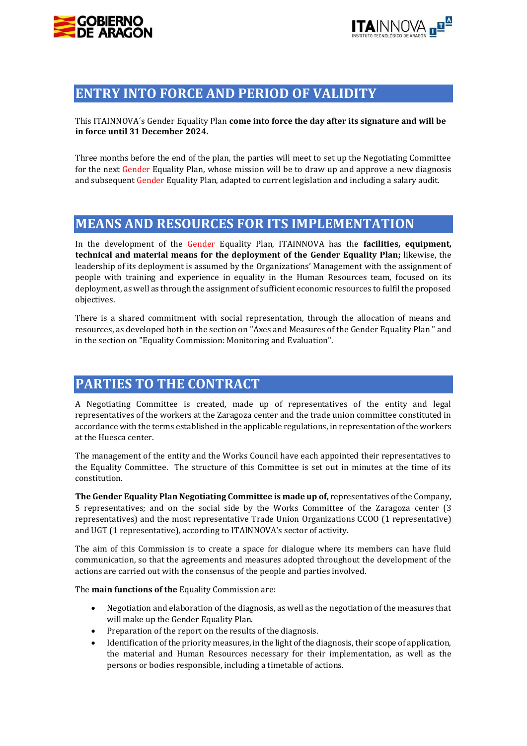## ENTRY INTO FORCE AND PERIOD OF VALIDITY

This ITAINNOVA´s Gender Equality Plan **come into force the day after its signature and will be in force until 31 December 2024.**

Three months before the end of the plan, the parties will meet to set up the Negotiating Committee for the next Gender Equality Plan, whose mission will be to draw up and approve a new diagnosis and subsequent Gender Equality Plan, adapted to current legislation and including a salary audit.

## MEANS AND RESOURCES FOR ITS IMPLEMENTATION

In the development of the Gender Equality Plan, ITAINNOVA has the **facilities, equipment, technical and material means for the deployment of the Gender Equality Plan;** likewise, the leadership of its deployment is assumed by the Organizations' Management with the assignment of people with training and experience in equality in the Human Resources team, focused on its deployment, as well as through the assignment of sufficient economic resources to fulfil the proposed objectives.

There is a shared commitment with social representation, through the allocation of means and resources, as developed both in the section on "Axes and Measures of the Gender Equality Plan " and in the section on "Equality Commission: Monitoring and Evaluation".

## PARTIES TO THE CONTRACT

A Negotiating Committee is created, made up of representatives of the entity and legal representatives of the workers at the Zaragoza center and the trade union committee constituted in accordance with the terms established in the applicable regulations, in representation of the workers at the Huesca center.

The management of the entity and the Works Council have each appointed their representatives to the Equality Committee. The structure of this Committee is set out in minutes at the time of its constitution.

**The Gender Equality Plan Negotiating Committee is made up of,** representatives of the Company, 5 representatives; and on the social side by the Works Committee of the Zaragoza center (3 representatives) and the most representative Trade Union Organizations CCOO (1 representative) and UGT (1 representative), according to ITAINNOVA's sector of activity.

The aim of this Commission is to create a space for dialogue where its members can have fluid communication, so that the agreements and measures adopted throughout the development of the actions are carried out with the consensus of the people and parties involved.

The **main functions of the** Equality Commission are:

- Negotiation and elaboration of the diagnosis, as well as the negotiation of the measures that will make up the Gender Equality Plan.
- Preparation of the report on the results of the diagnosis.
- Identification of the priority measures, in the light of the diagnosis, their scope of application, the material and Human Resources necessary for their implementation, as well as the persons or bodies responsible, including a timetable of actions.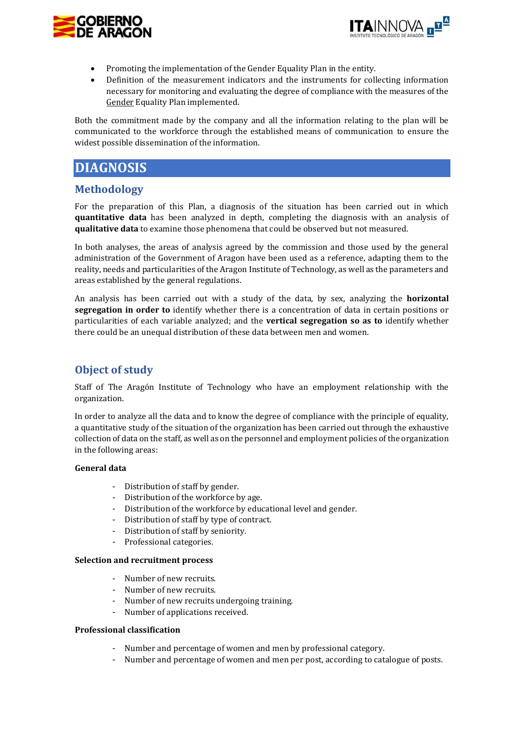- Promoting the implementation of the Gender Equality Plan in the entity.
- Definition of the measurement indicators and the instruments for collecting information necessary for monitoring and evaluating the degree of compliance with the measures of the Gender Equality Plan implemented.

Both the commitment made by the company and all the information relating to the plan will be communicated to the workforce through the established means of communication to ensure the widest possible dissemination of the information.

# DIAGNOSIS

## Methodology

For the preparation of this Plan, a diagnosis of the situation has been carried out in which **quantitative data** has been analyzed in depth, completing the diagnosis with an analysis of **qualitative data** to examine those phenomena that could be observed but not measured.

In both analyses, the areas of analysis agreed by the commission and those used by the general administration of the Government of Aragon have been used as a reference, adapting them to the reality, needs and particularities of the Aragon Institute of Technology, as well as the parameters and areas established by the general regulations.

An analysis has been carried out with a study of the data, by sex, analyzing the **horizontal segregation in order to** identify whether there is a concentration of data in certain positions or particularities of each variable analyzed; and the **vertical segregation so as to** identify whether there could be an unequal distribution of these data between men and women.

## Object of study

Staff of The Aragón Institute of Technology who have an employment relationship with the organization.

In order to analyze all the data and to know the degree of compliance with the principle of equality, a quantitative study of the situation of the organization has been carried out through the exhaustive collection of data on the staff, as well as on the personnel and employment policies of the organization in the following areas:

**General data**

- Distribution of staff by gender.
- Distribution of the workforce by age.
- Distribution of the workforce by educational level and gender.
- Distribution of staff by type of contract.
- Distribution of staff by seniority.
- Professional categories.

**Selection and recruitment process**

- Number of new recruits.
- Number of new recruits.
- Number of new recruits undergoing training.
- Number of applications received.

**Professional classification**

- Number and percentage of women and men by professional category.
- Number and percentage of women and men per post, according to catalogue of posts.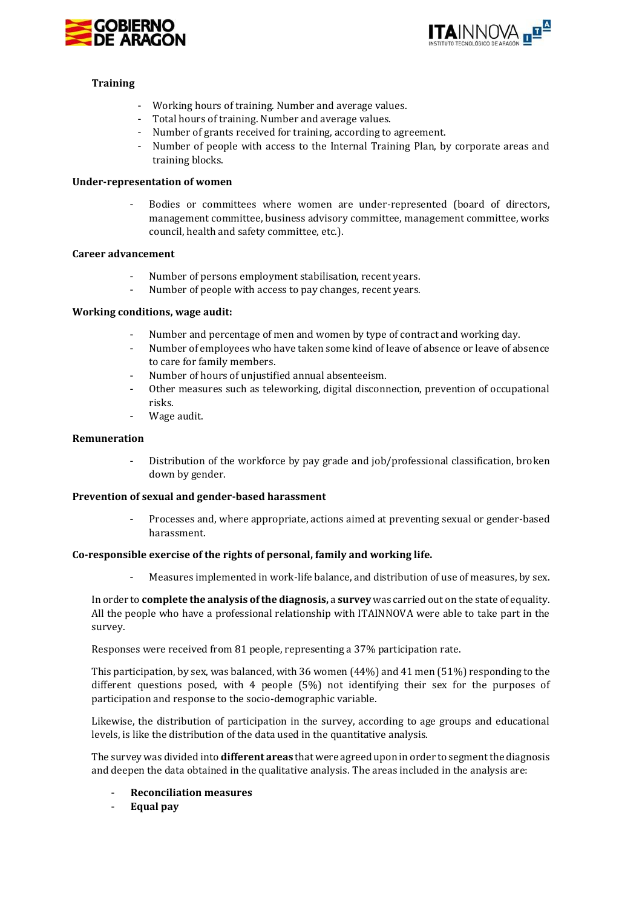**Training**

- Working hours of training. Number and average values.
- Total hours of training. Number and average values.
- Number of grants received for training, according to agreement.
- Number of people with access to the Internal Training Plan, by corporate areas and training blocks.

**Under-representation of women**

- Bodies or committees where women are under-represented (board of directors, management committee, business advisory committee, management committee, works council, health and safety committee, etc.).

**Career advancement**

- Number of persons employment stabilisation, recent years.
- Number of people with access to pay changes, recent years.

**Working conditions, wage audit:**

- Number and percentage of men and women by type of contract and working day.
- Number of employees who have taken some kind of leave of absence or leave of absence to care for family members.
- Number of hours of unjustified annual absenteeism.
- Other measures such as teleworking, digital disconnection, prevention of occupational risks.
- Wage audit.

**Remuneration**

- Distribution of the workforce by pay grade and job/professional classification, broken down by gender.

**Prevention of sexual and gender-based harassment**

- Processes and, where appropriate, actions aimed at preventing sexual or gender-based harassment.

**Co-responsible exercise of the rights of personal, family and working life.**

- Measures implemented in work-life balance, and distribution of use of measures, by sex.

In order to **complete the analysis of the diagnosis,** a **survey** was carried out on the state of equality. All the people who have a professional relationship with ITAINNOVA were able to take part in the survey.

Responses were received from 81 people, representing a 37% participation rate.

This participation, by sex, was balanced, with 36 women (44%) and 41 men (51%) responding to the different questions posed, with 4 people (5%) not identifying their sex for the purposes of participation and response to the socio-demographic variable.

Likewise, the distribution of participation in the survey, according to age groups and educational levels, is like the distribution of the data used in the quantitative analysis.

The survey was divided into **different areas** that were agreed upon in order to segment the diagnosis and deepen the data obtained in the qualitative analysis. The areas included in the analysis are:

- **Reconciliation measures**
- **Equal pay**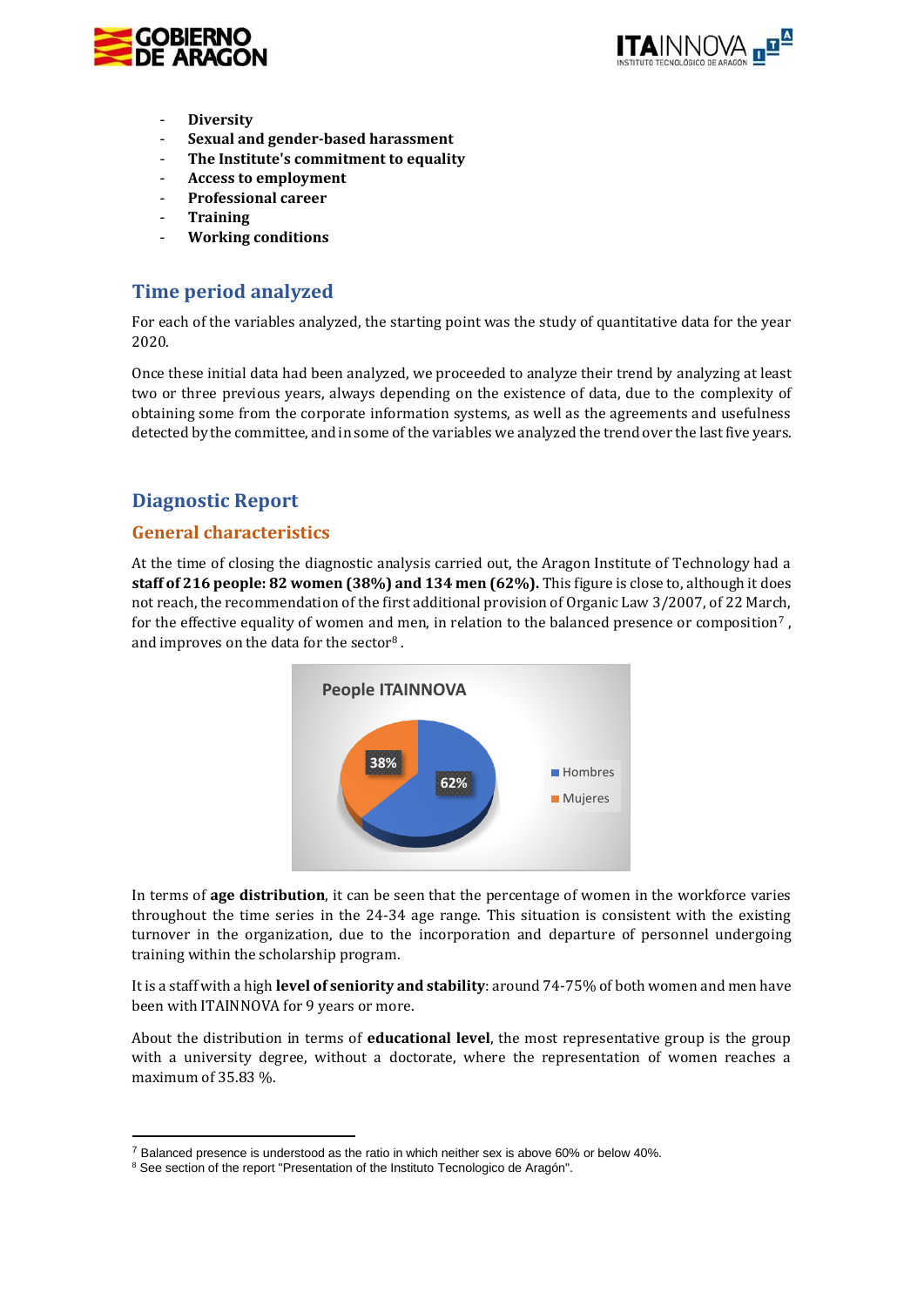- **Diversity**
- **Sexual and gender-based harassment**
- **The Institute's commitment to equality**
- **Access to employment**
- **Professional career**
- **Training**
- **Working conditions**

## Time period analyzed

For each of the variables analyzed, the starting point was the study of quantitative data for the year 2020.

Once these initial data had been analyzed, we proceeded to analyze their trend by analyzing at least two or three previous years, always depending on the existence of data, due to the complexity of obtaining some from the corporate information systems, as well as the agreements and usefulness detected by the committee, and in some of the variables we analyzed the trend over the last five years.

## Diagnostic Report

### General characteristics

At the time of closing the diagnostic analysis carried out, the Aragon Institute of Technology had a **staff of 216 people: 82 women (38%) and 134 men (62%).** This figure is close to, although it does not reach, the recommendation of the first additional provision of Organic Law 3/2007, of 22 March, for the effective equality of women and men, in relation to the balanced presence or composition[7], and improves on the data for the sector[8].

People ITAINNOVA

- Hombres: 62%
- Mujeres: 38%

In terms of **age distribution**, it can be seen that the percentage of women in the workforce varies throughout the time series in the 24-34 age range. This situation is consistent with the existing turnover in the organization, due to the incorporation and departure of personnel undergoing training within the scholarship program.

It is a staff with a high **level of seniority and stability**: around 74-75% of both women and men have been with ITAINNOVA for 9 years or more.

About the distribution in terms of **educational level**, the most representative group is the group with a university degree, without a doctorate, where the representation of women reaches a maximum of 35.83 %.

---

[7] Balanced presence is understood as the ratio in which neither sex is above 60% or below 40%.

[8] See section of the report "Presentation of the Instituto Tecnologico de Aragón".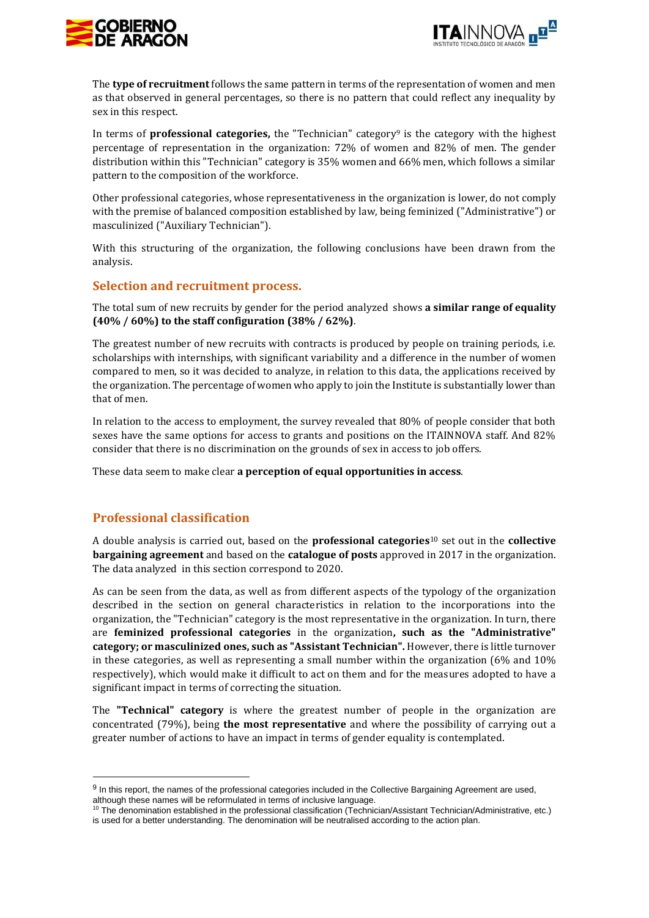The **type of recruitment** follows the same pattern in terms of the representation of women and men as that observed in general percentages, so there is no pattern that could reflect any inequality by sex in this respect.

In terms of **professional categories,** the "Technician" category[9] is the category with the highest percentage of representation in the organization: 72% of women and 82% of men. The gender distribution within this "Technician" category is 35% women and 66% men, which follows a similar pattern to the composition of the workforce.

Other professional categories, whose representativeness in the organization is lower, do not comply with the premise of balanced composition established by law, being feminized ("Administrative") or masculinized ("Auxiliary Technician").

With this structuring of the organization, the following conclusions have been drawn from the analysis.

## Selection and recruitment process.

The total sum of new recruits by gender for the period analyzed shows **a similar range of equality (40% / 60%) to the staff configuration (38% / 62%)**.

The greatest number of new recruits with contracts is produced by people on training periods, i.e. scholarships with internships, with significant variability and a difference in the number of women compared to men, so it was decided to analyze, in relation to this data, the applications received by the organization. The percentage of women who apply to join the Institute is substantially lower than that of men.

In relation to the access to employment, the survey revealed that 80% of people consider that both sexes have the same options for access to grants and positions on the ITAINNOVA staff. And 82% consider that there is no discrimination on the grounds of sex in access to job offers.

These data seem to make clear **a perception of equal opportunities in access**.

## Professional classification

A double analysis is carried out, based on the **professional categories**[10] set out in the **collective bargaining agreement** and based on the **catalogue of posts** approved in 2017 in the organization. The data analyzed in this section correspond to 2020.

As can be seen from the data, as well as from different aspects of the typology of the organization described in the section on general characteristics in relation to the incorporations into the organization, the "Technician" category is the most representative in the organization. In turn, there are **feminized professional categories** in the organization**, such as the "Administrative" category; or masculinized ones, such as "Assistant Technician".** However, there is little turnover in these categories, as well as representing a small number within the organization (6% and 10% respectively), which would make it difficult to act on them and for the measures adopted to have a significant impact in terms of correcting the situation.

The **"Technical" category** is where the greatest number of people in the organization are concentrated (79%), being **the most representative** and where the possibility of carrying out a greater number of actions to have an impact in terms of gender equality is contemplated.

---

[9] In this report, the names of the professional categories included in the Collective Bargaining Agreement are used, although these names will be reformulated in terms of inclusive language.

[10] The denomination established in the professional classification (Technician/Assistant Technician/Administrative, etc.) is used for a better understanding. The denomination will be neutralised according to the action plan.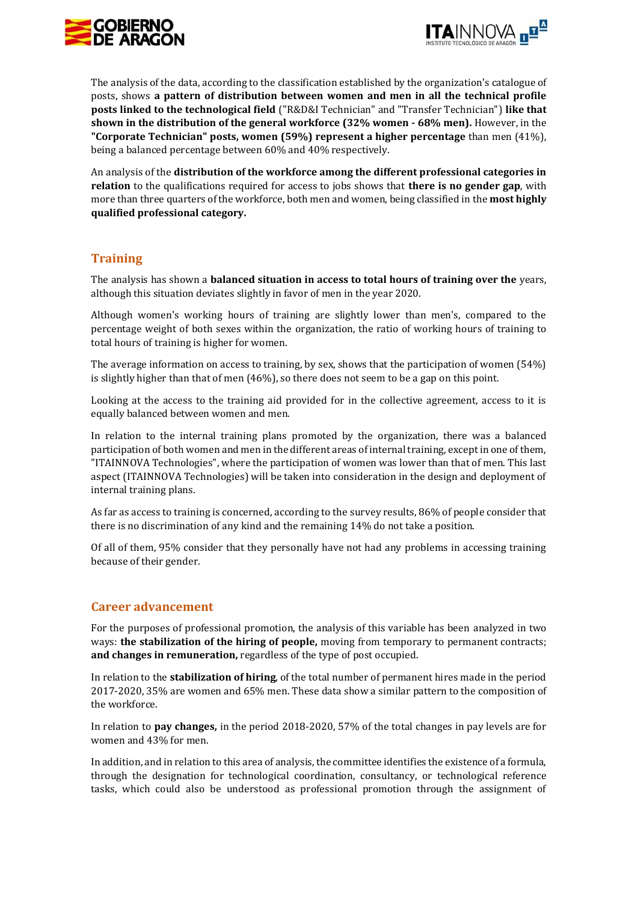The analysis of the data, according to the classification established by the organization's catalogue of posts, shows **a pattern of distribution between women and men in all the technical profile posts linked to the technological field** ("R&D&I Technician" and "Transfer Technician") **like that shown in the distribution of the general workforce (32% women - 68% men).** However, in the **"Corporate Technician" posts, women (59%) represent a higher percentage** than men (41%), being a balanced percentage between 60% and 40% respectively.

An analysis of the **distribution of the workforce among the different professional categories in relation** to the qualifications required for access to jobs shows that **there is no gender gap**, with more than three quarters of the workforce, both men and women, being classified in the **most highly qualified professional category.**

## Training

The analysis has shown a **balanced situation in access to total hours of training over the** years, although this situation deviates slightly in favor of men in the year 2020.

Although women's working hours of training are slightly lower than men's, compared to the percentage weight of both sexes within the organization, the ratio of working hours of training to total hours of training is higher for women.

The average information on access to training, by sex, shows that the participation of women (54%) is slightly higher than that of men (46%), so there does not seem to be a gap on this point.

Looking at the access to the training aid provided for in the collective agreement, access to it is equally balanced between women and men.

In relation to the internal training plans promoted by the organization, there was a balanced participation of both women and men in the different areas of internal training, except in one of them, "ITAINNOVA Technologies", where the participation of women was lower than that of men. This last aspect (ITAINNOVA Technologies) will be taken into consideration in the design and deployment of internal training plans.

As far as access to training is concerned, according to the survey results, 86% of people consider that there is no discrimination of any kind and the remaining 14% do not take a position.

Of all of them, 95% consider that they personally have not had any problems in accessing training because of their gender.

## Career advancement

For the purposes of professional promotion, the analysis of this variable has been analyzed in two ways: **the stabilization of the hiring of people,** moving from temporary to permanent contracts; **and changes in remuneration,** regardless of the type of post occupied.

In relation to the **stabilization of hiring**, of the total number of permanent hires made in the period 2017-2020, 35% are women and 65% men. These data show a similar pattern to the composition of the workforce.

In relation to **pay changes,** in the period 2018-2020, 57% of the total changes in pay levels are for women and 43% for men.

In addition, and in relation to this area of analysis, the committee identifies the existence of a formula, through the designation for technological coordination, consultancy, or technological reference tasks, which could also be understood as professional promotion through the assignment of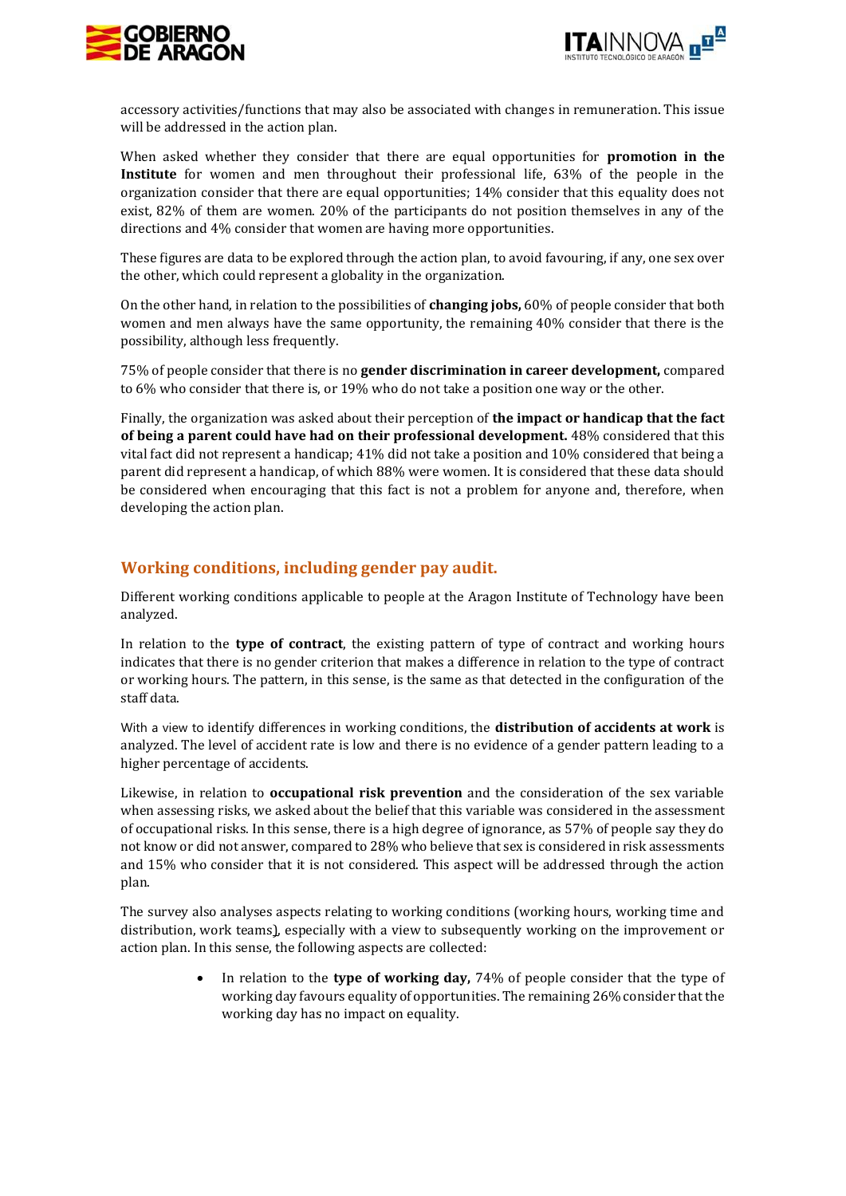accessory activities/functions that may also be associated with changes in remuneration. This issue will be addressed in the action plan.

When asked whether they consider that there are equal opportunities for **promotion in the Institute** for women and men throughout their professional life, 63% of the people in the organization consider that there are equal opportunities; 14% consider that this equality does not exist, 82% of them are women. 20% of the participants do not position themselves in any of the directions and 4% consider that women are having more opportunities.

These figures are data to be explored through the action plan, to avoid favouring, if any, one sex over the other, which could represent a globality in the organization.

On the other hand, in relation to the possibilities of **changing jobs,** 60% of people consider that both women and men always have the same opportunity, the remaining 40% consider that there is the possibility, although less frequently.

75% of people consider that there is no **gender discrimination in career development,** compared to 6% who consider that there is, or 19% who do not take a position one way or the other.

Finally, the organization was asked about their perception of **the impact or handicap that the fact of being a parent could have had on their professional development.** 48% considered that this vital fact did not represent a handicap; 41% did not take a position and 10% considered that being a parent did represent a handicap, of which 88% were women. It is considered that these data should be considered when encouraging that this fact is not a problem for anyone and, therefore, when developing the action plan.

## Working conditions, including gender pay audit.

Different working conditions applicable to people at the Aragon Institute of Technology have been analyzed.

In relation to the **type of contract**, the existing pattern of type of contract and working hours indicates that there is no gender criterion that makes a difference in relation to the type of contract or working hours. The pattern, in this sense, is the same as that detected in the configuration of the staff data.

With a view to identify differences in working conditions, the **distribution of accidents at work** is analyzed. The level of accident rate is low and there is no evidence of a gender pattern leading to a higher percentage of accidents.

Likewise, in relation to **occupational risk prevention** and the consideration of the sex variable when assessing risks, we asked about the belief that this variable was considered in the assessment of occupational risks. In this sense, there is a high degree of ignorance, as 57% of people say they do not know or did not answer, compared to 28% who believe that sex is considered in risk assessments and 15% who consider that it is not considered. This aspect will be addressed through the action plan.

The survey also analyses aspects relating to working conditions (working hours, working time and distribution, work teams), especially with a view to subsequently working on the improvement or action plan. In this sense, the following aspects are collected:

- In relation to the **type of working day,** 74% of people consider that the type of working day favours equality of opportunities. The remaining 26% consider that the working day has no impact on equality.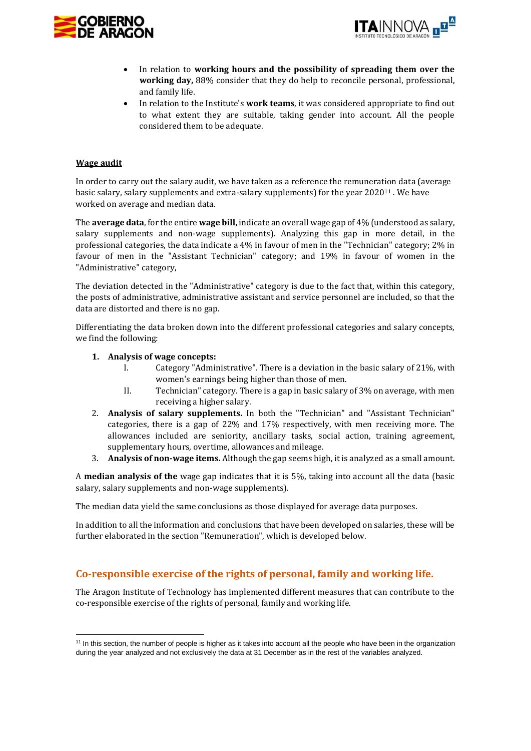- In relation to **working hours and the possibility of spreading them over the working day,** 88% consider that they do help to reconcile personal, professional, and family life.
- In relation to the Institute's **work teams**, it was considered appropriate to find out to what extent they are suitable, taking gender into account. All the people considered them to be adequate.

**Wage audit**

In order to carry out the salary audit, we have taken as a reference the remuneration data (average basic salary, salary supplements and extra-salary supplements) for the year 2020[11] . We have worked on average and median data.

The **average data**, for the entire **wage bill,** indicate an overall wage gap of 4% (understood as salary, salary supplements and non-wage supplements). Analyzing this gap in more detail, in the professional categories, the data indicate a 4% in favour of men in the "Technician" category; 2% in favour of men in the "Assistant Technician" category; and 19% in favour of women in the "Administrative" category,

The deviation detected in the "Administrative" category is due to the fact that, within this category, the posts of administrative, administrative assistant and service personnel are included, so that the data are distorted and there is no gap.

Differentiating the data broken down into the different professional categories and salary concepts, we find the following:

1. **Analysis of wage concepts:**
   I. Category "Administrative". There is a deviation in the basic salary of 21%, with women's earnings being higher than those of men.
   II. Technician" category. There is a gap in basic salary of 3% on average, with men receiving a higher salary.
2. **Analysis of salary supplements.** In both the "Technician" and "Assistant Technician" categories, there is a gap of 22% and 17% respectively, with men receiving more. The allowances included are seniority, ancillary tasks, social action, training agreement, supplementary hours, overtime, allowances and mileage.
3. **Analysis of non-wage items.** Although the gap seems high, it is analyzed as a small amount.

A **median analysis of the** wage gap indicates that it is 5%, taking into account all the data (basic salary, salary supplements and non-wage supplements).

The median data yield the same conclusions as those displayed for average data purposes.

In addition to all the information and conclusions that have been developed on salaries, these will be further elaborated in the section "Remuneration", which is developed below.

## Co-responsible exercise of the rights of personal, family and working life.

The Aragon Institute of Technology has implemented different measures that can contribute to the co-responsible exercise of the rights of personal, family and working life.

[11] In this section, the number of people is higher as it takes into account all the people who have been in the organization during the year analyzed and not exclusively the data at 31 December as in the rest of the variables analyzed.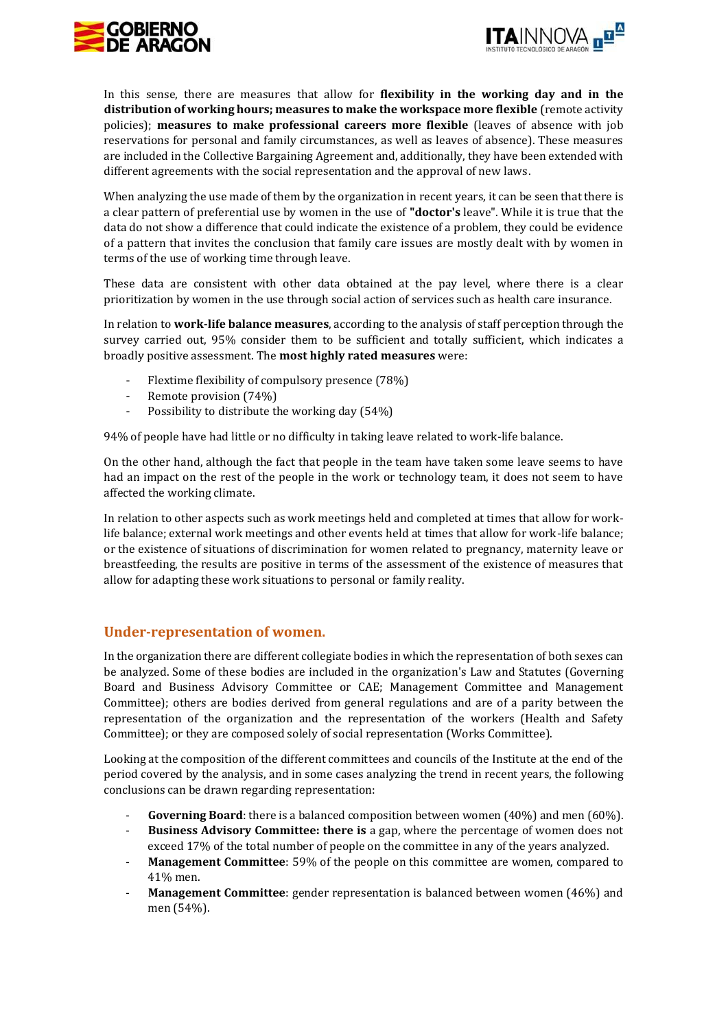In this sense, there are measures that allow for **flexibility in the working day and in the distribution of working hours; measures to make the workspace more flexible** (remote activity policies); **measures to make professional careers more flexible** (leaves of absence with job reservations for personal and family circumstances, as well as leaves of absence). These measures are included in the Collective Bargaining Agreement and, additionally, they have been extended with different agreements with the social representation and the approval of new laws.

When analyzing the use made of them by the organization in recent years, it can be seen that there is a clear pattern of preferential use by women in the use of **"doctor's** leave". While it is true that the data do not show a difference that could indicate the existence of a problem, they could be evidence of a pattern that invites the conclusion that family care issues are mostly dealt with by women in terms of the use of working time through leave.

These data are consistent with other data obtained at the pay level, where there is a clear prioritization by women in the use through social action of services such as health care insurance.

In relation to **work-life balance measures**, according to the analysis of staff perception through the survey carried out, 95% consider them to be sufficient and totally sufficient, which indicates a broadly positive assessment. The **most highly rated measures** were:

- Flextime flexibility of compulsory presence (78%)
- Remote provision (74%)
- Possibility to distribute the working day (54%)

94% of people have had little or no difficulty in taking leave related to work-life balance.

On the other hand, although the fact that people in the team have taken some leave seems to have had an impact on the rest of the people in the work or technology team, it does not seem to have affected the working climate.

In relation to other aspects such as work meetings held and completed at times that allow for work-life balance; external work meetings and other events held at times that allow for work-life balance; or the existence of situations of discrimination for women related to pregnancy, maternity leave or breastfeeding, the results are positive in terms of the assessment of the existence of measures that allow for adapting these work situations to personal or family reality.

## Under-representation of women.

In the organization there are different collegiate bodies in which the representation of both sexes can be analyzed. Some of these bodies are included in the organization's Law and Statutes (Governing Board and Business Advisory Committee or CAE; Management Committee and Management Committee); others are bodies derived from general regulations and are of a parity between the representation of the organization and the representation of the workers (Health and Safety Committee); or they are composed solely of social representation (Works Committee).

Looking at the composition of the different committees and councils of the Institute at the end of the period covered by the analysis, and in some cases analyzing the trend in recent years, the following conclusions can be drawn regarding representation:

- **Governing Board**: there is a balanced composition between women (40%) and men (60%).
- **Business Advisory Committee: there is** a gap, where the percentage of women does not exceed 17% of the total number of people on the committee in any of the years analyzed.
- **Management Committee**: 59% of the people on this committee are women, compared to 41% men.
- **Management Committee**: gender representation is balanced between women (46%) and men (54%).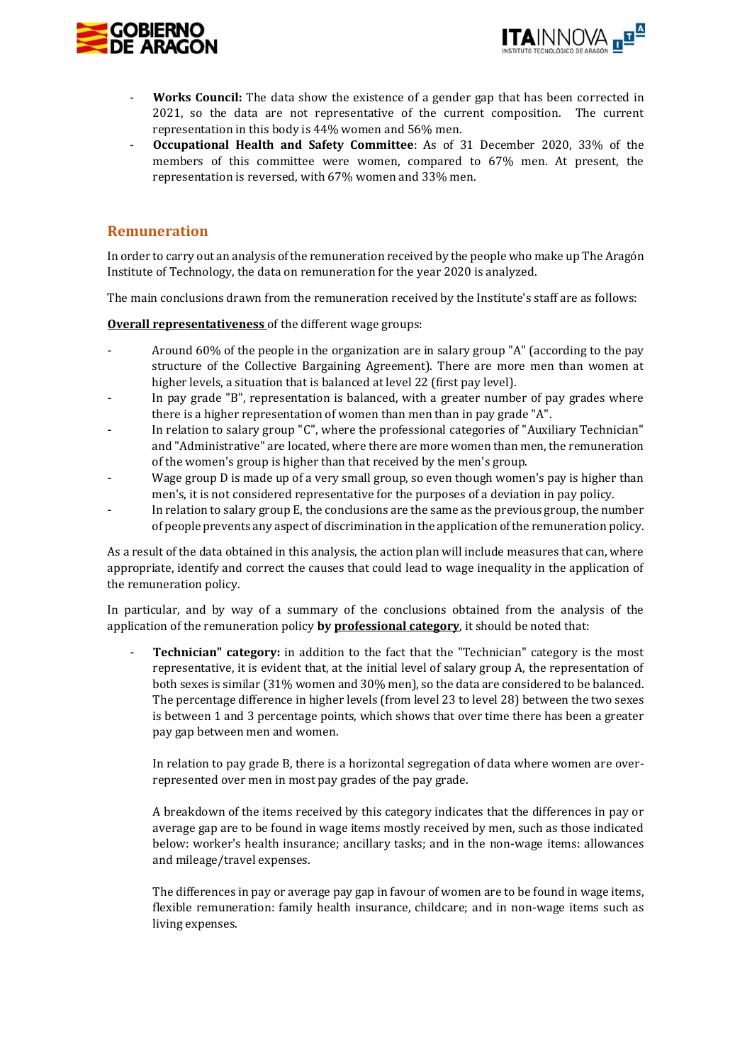- **Works Council:** The data show the existence of a gender gap that has been corrected in 2021, so the data are not representative of the current composition. The current representation in this body is 44% women and 56% men.
- **Occupational Health and Safety Committee**: As of 31 December 2020, 33% of the members of this committee were women, compared to 67% men. At present, the representation is reversed, with 67% women and 33% men.

## Remuneration

In order to carry out an analysis of the remuneration received by the people who make up The Aragón Institute of Technology, the data on remuneration for the year 2020 is analyzed.

The main conclusions drawn from the remuneration received by the Institute's staff are as follows:

**Overall representativeness** of the different wage groups:

- Around 60% of the people in the organization are in salary group "A" (according to the pay structure of the Collective Bargaining Agreement). There are more men than women at higher levels, a situation that is balanced at level 22 (first pay level).
- In pay grade "B", representation is balanced, with a greater number of pay grades where there is a higher representation of women than men than in pay grade "A".
- In relation to salary group "C", where the professional categories of "Auxiliary Technician" and "Administrative" are located, where there are more women than men, the remuneration of the women's group is higher than that received by the men's group.
- Wage group D is made up of a very small group, so even though women's pay is higher than men's, it is not considered representative for the purposes of a deviation in pay policy.
- In relation to salary group E, the conclusions are the same as the previous group, the number of people prevents any aspect of discrimination in the application of the remuneration policy.

As a result of the data obtained in this analysis, the action plan will include measures that can, where appropriate, identify and correct the causes that could lead to wage inequality in the application of the remuneration policy.

In particular, and by way of a summary of the conclusions obtained from the analysis of the application of the remuneration policy **by professional category**, it should be noted that:

- **Technician" category:** in addition to the fact that the "Technician" category is the most representative, it is evident that, at the initial level of salary group A, the representation of both sexes is similar (31% women and 30% men), so the data are considered to be balanced. The percentage difference in higher levels (from level 23 to level 28) between the two sexes is between 1 and 3 percentage points, which shows that over time there has been a greater pay gap between men and women.

  In relation to pay grade B, there is a horizontal segregation of data where women are over-represented over men in most pay grades of the pay grade.

  A breakdown of the items received by this category indicates that the differences in pay or average gap are to be found in wage items mostly received by men, such as those indicated below: worker's health insurance; ancillary tasks; and in the non-wage items: allowances and mileage/travel expenses.

  The differences in pay or average pay gap in favour of women are to be found in wage items, flexible remuneration: family health insurance, childcare; and in non-wage items such as living expenses.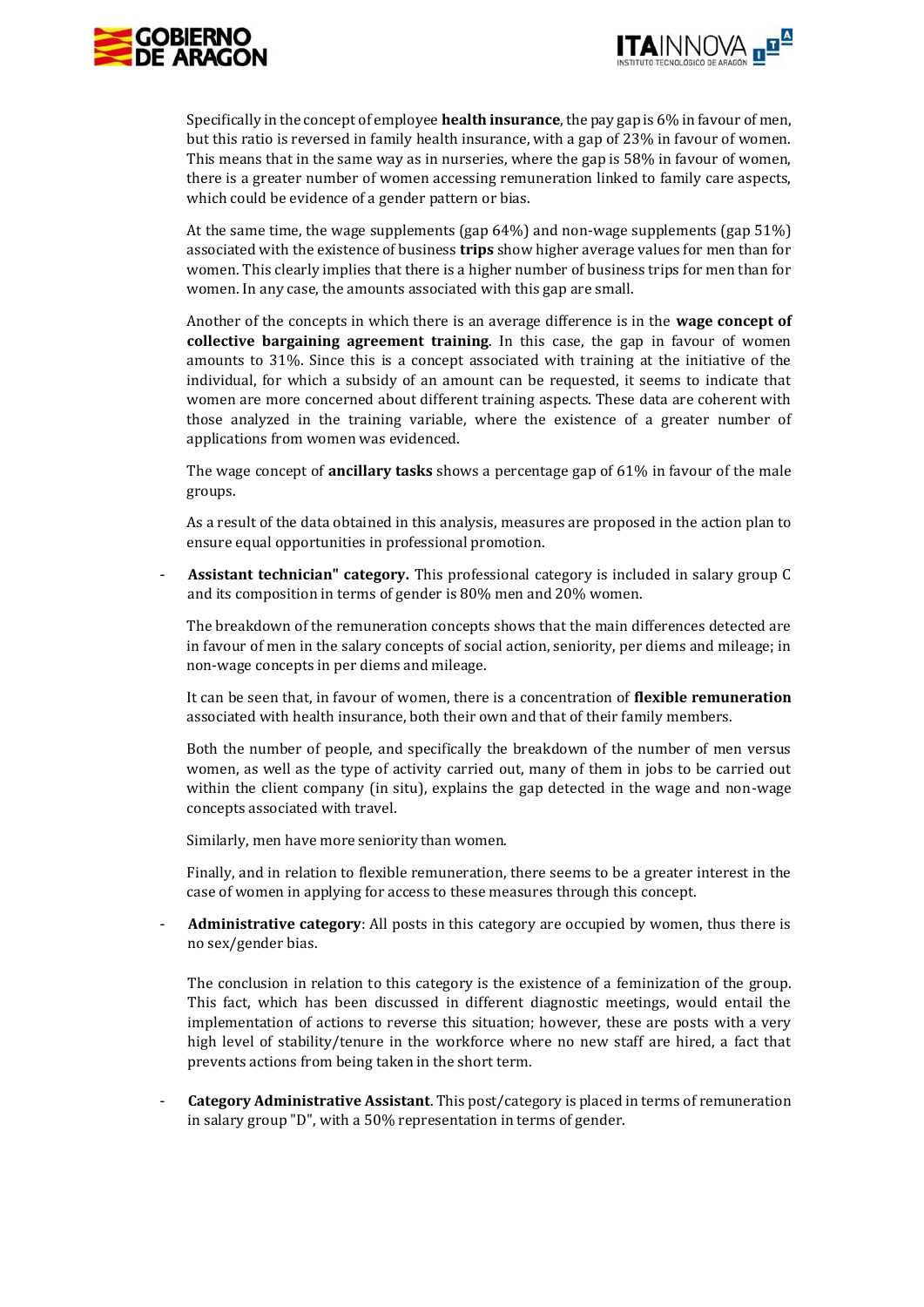Specifically in the concept of employee **health insurance**, the pay gap is 6% in favour of men, but this ratio is reversed in family health insurance, with a gap of 23% in favour of women. This means that in the same way as in nurseries, where the gap is 58% in favour of women, there is a greater number of women accessing remuneration linked to family care aspects, which could be evidence of a gender pattern or bias.

At the same time, the wage supplements (gap 64%) and non-wage supplements (gap 51%) associated with the existence of business **trips** show higher average values for men than for women. This clearly implies that there is a higher number of business trips for men than for women. In any case, the amounts associated with this gap are small.

Another of the concepts in which there is an average difference is in the **wage concept of collective bargaining agreement training**. In this case, the gap in favour of women amounts to 31%. Since this is a concept associated with training at the initiative of the individual, for which a subsidy of an amount can be requested, it seems to indicate that women are more concerned about different training aspects. These data are coherent with those analyzed in the training variable, where the existence of a greater number of applications from women was evidenced.

The wage concept of **ancillary tasks** shows a percentage gap of 61% in favour of the male groups.

As a result of the data obtained in this analysis, measures are proposed in the action plan to ensure equal opportunities in professional promotion.

- **Assistant technician" category.** This professional category is included in salary group C and its composition in terms of gender is 80% men and 20% women.

  The breakdown of the remuneration concepts shows that the main differences detected are in favour of men in the salary concepts of social action, seniority, per diems and mileage; in non-wage concepts in per diems and mileage.

  It can be seen that, in favour of women, there is a concentration of **flexible remuneration** associated with health insurance, both their own and that of their family members.

  Both the number of people, and specifically the breakdown of the number of men versus women, as well as the type of activity carried out, many of them in jobs to be carried out within the client company (in situ), explains the gap detected in the wage and non-wage concepts associated with travel.

  Similarly, men have more seniority than women.

  Finally, and in relation to flexible remuneration, there seems to be a greater interest in the case of women in applying for access to these measures through this concept.

- **Administrative category**: All posts in this category are occupied by women, thus there is no sex/gender bias.

  The conclusion in relation to this category is the existence of a feminization of the group. This fact, which has been discussed in different diagnostic meetings, would entail the implementation of actions to reverse this situation; however, these are posts with a very high level of stability/tenure in the workforce where no new staff are hired, a fact that prevents actions from being taken in the short term.

- **Category Administrative Assistant**. This post/category is placed in terms of remuneration in salary group "D", with a 50% representation in terms of gender.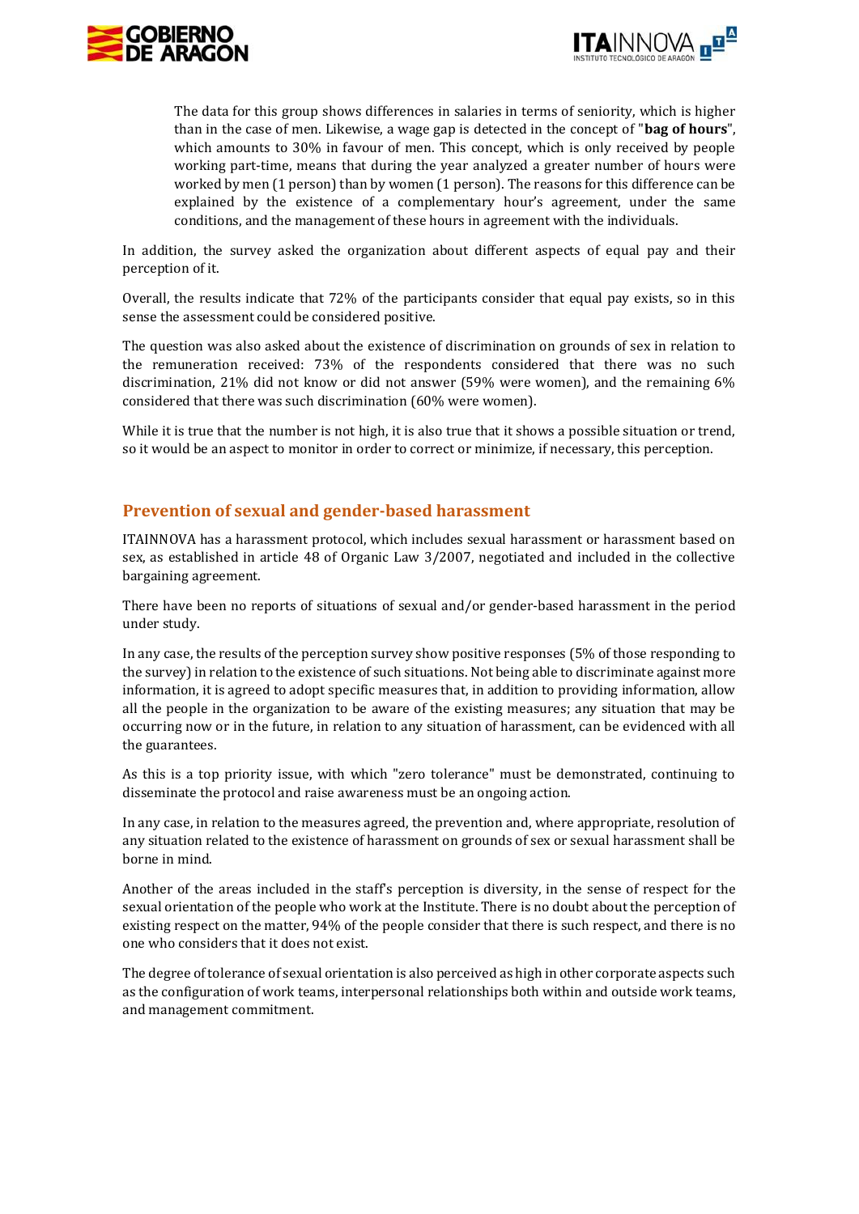> The data for this group shows differences in salaries in terms of seniority, which is higher than in the case of men. Likewise, a wage gap is detected in the concept of "**bag of hours**", which amounts to 30% in favour of men. This concept, which is only received by people working part-time, means that during the year analyzed a greater number of hours were worked by men (1 person) than by women (1 person). The reasons for this difference can be explained by the existence of a complementary hour's agreement, under the same conditions, and the management of these hours in agreement with the individuals.

In addition, the survey asked the organization about different aspects of equal pay and their perception of it.

Overall, the results indicate that 72% of the participants consider that equal pay exists, so in this sense the assessment could be considered positive.

The question was also asked about the existence of discrimination on grounds of sex in relation to the remuneration received: 73% of the respondents considered that there was no such discrimination, 21% did not know or did not answer (59% were women), and the remaining 6% considered that there was such discrimination (60% were women).

While it is true that the number is not high, it is also true that it shows a possible situation or trend, so it would be an aspect to monitor in order to correct or minimize, if necessary, this perception.

## Prevention of sexual and gender-based harassment

ITAINNOVA has a harassment protocol, which includes sexual harassment or harassment based on sex, as established in article 48 of Organic Law 3/2007, negotiated and included in the collective bargaining agreement.

There have been no reports of situations of sexual and/or gender-based harassment in the period under study.

In any case, the results of the perception survey show positive responses (5% of those responding to the survey) in relation to the existence of such situations. Not being able to discriminate against more information, it is agreed to adopt specific measures that, in addition to providing information, allow all the people in the organization to be aware of the existing measures; any situation that may be occurring now or in the future, in relation to any situation of harassment, can be evidenced with all the guarantees.

As this is a top priority issue, with which "zero tolerance" must be demonstrated, continuing to disseminate the protocol and raise awareness must be an ongoing action.

In any case, in relation to the measures agreed, the prevention and, where appropriate, resolution of any situation related to the existence of harassment on grounds of sex or sexual harassment shall be borne in mind.

Another of the areas included in the staff's perception is diversity, in the sense of respect for the sexual orientation of the people who work at the Institute. There is no doubt about the perception of existing respect on the matter, 94% of the people consider that there is such respect, and there is no one who considers that it does not exist.

The degree of tolerance of sexual orientation is also perceived as high in other corporate aspects such as the configuration of work teams, interpersonal relationships both within and outside work teams, and management commitment.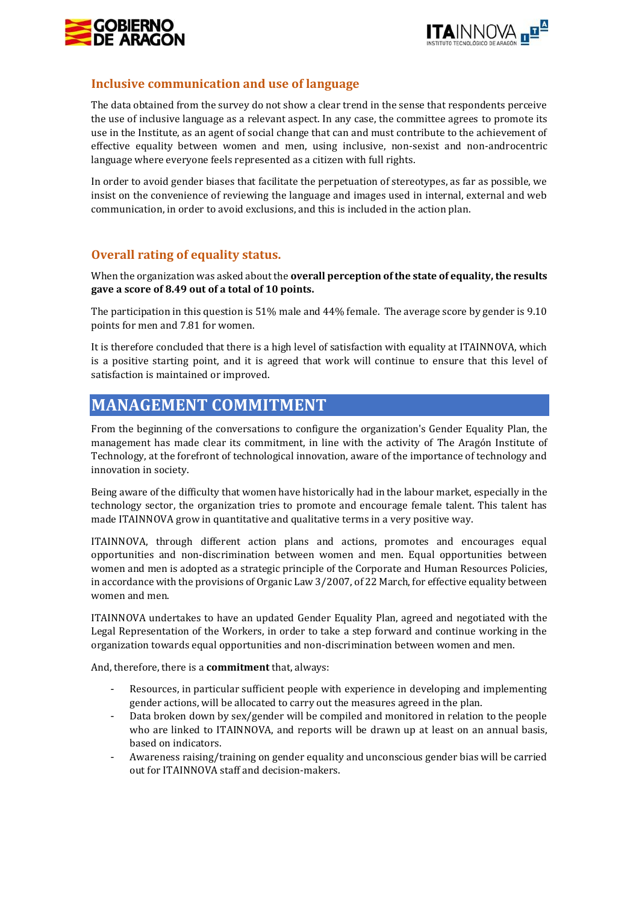### Inclusive communication and use of language

The data obtained from the survey do not show a clear trend in the sense that respondents perceive the use of inclusive language as a relevant aspect. In any case, the committee agrees to promote its use in the Institute, as an agent of social change that can and must contribute to the achievement of effective equality between women and men, using inclusive, non-sexist and non-androcentric language where everyone feels represented as a citizen with full rights.

In order to avoid gender biases that facilitate the perpetuation of stereotypes, as far as possible, we insist on the convenience of reviewing the language and images used in internal, external and web communication, in order to avoid exclusions, and this is included in the action plan.

### Overall rating of equality status.

When the organization was asked about the **overall perception of the state of equality, the results gave a score of 8.49 out of a total of 10 points.**

The participation in this question is 51% male and 44% female. The average score by gender is 9.10 points for men and 7.81 for women.

It is therefore concluded that there is a high level of satisfaction with equality at ITAINNOVA, which is a positive starting point, and it is agreed that work will continue to ensure that this level of satisfaction is maintained or improved.

## MANAGEMENT COMMITMENT

From the beginning of the conversations to configure the organization's Gender Equality Plan, the management has made clear its commitment, in line with the activity of The Aragón Institute of Technology, at the forefront of technological innovation, aware of the importance of technology and innovation in society.

Being aware of the difficulty that women have historically had in the labour market, especially in the technology sector, the organization tries to promote and encourage female talent. This talent has made ITAINNOVA grow in quantitative and qualitative terms in a very positive way.

ITAINNOVA, through different action plans and actions, promotes and encourages equal opportunities and non-discrimination between women and men. Equal opportunities between women and men is adopted as a strategic principle of the Corporate and Human Resources Policies, in accordance with the provisions of Organic Law 3/2007, of 22 March, for effective equality between women and men.

ITAINNOVA undertakes to have an updated Gender Equality Plan, agreed and negotiated with the Legal Representation of the Workers, in order to take a step forward and continue working in the organization towards equal opportunities and non-discrimination between women and men.

And, therefore, there is a **commitment** that, always:

- Resources, in particular sufficient people with experience in developing and implementing gender actions, will be allocated to carry out the measures agreed in the plan.
- Data broken down by sex/gender will be compiled and monitored in relation to the people who are linked to ITAINNOVA, and reports will be drawn up at least on an annual basis, based on indicators.
- Awareness raising/training on gender equality and unconscious gender bias will be carried out for ITAINNOVA staff and decision-makers.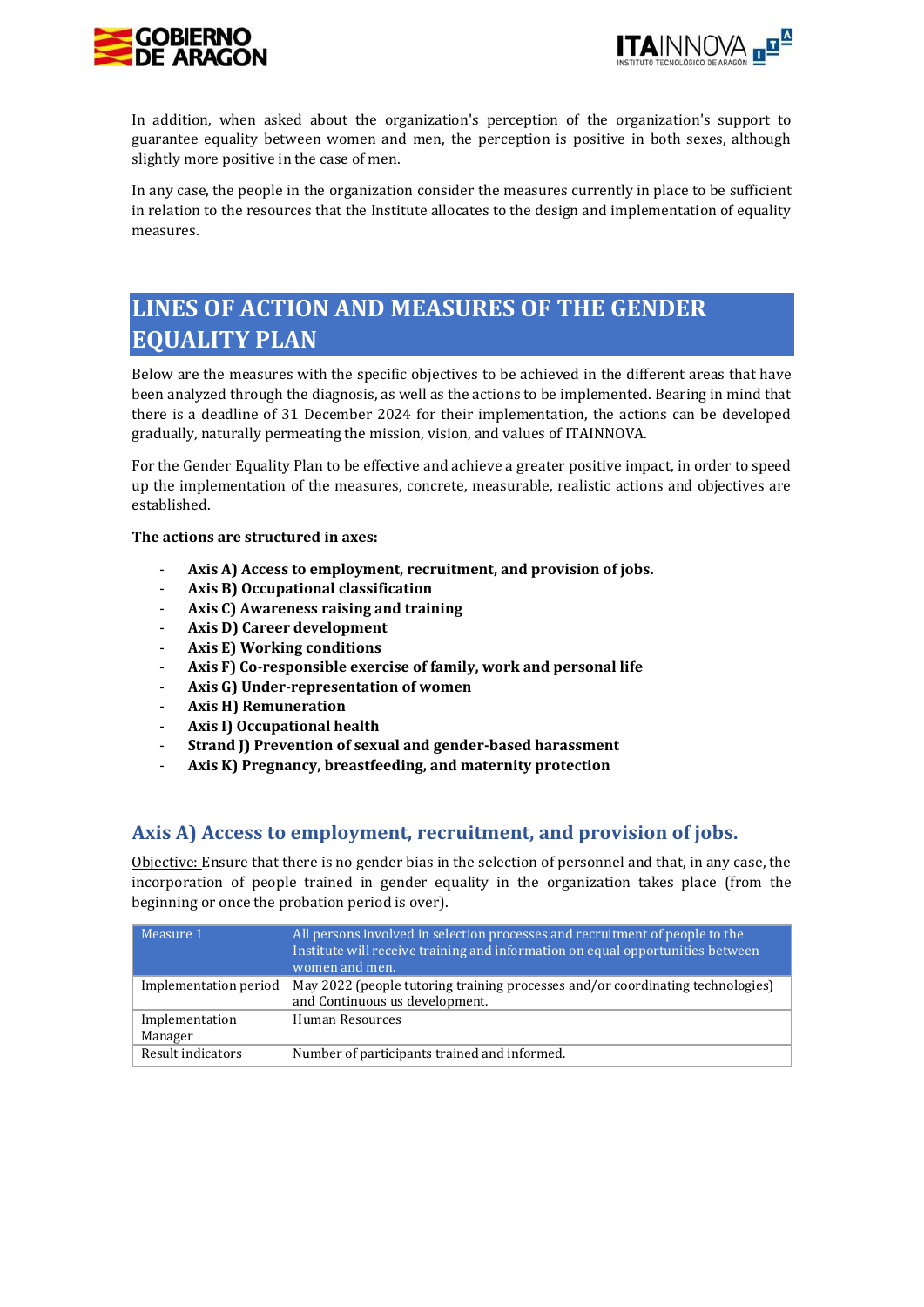In addition, when asked about the organization's perception of the organization's support to guarantee equality between women and men, the perception is positive in both sexes, although slightly more positive in the case of men.

In any case, the people in the organization consider the measures currently in place to be sufficient in relation to the resources that the Institute allocates to the design and implementation of equality measures.

# LINES OF ACTION AND MEASURES OF THE GENDER EQUALITY PLAN

Below are the measures with the specific objectives to be achieved in the different areas that have been analyzed through the diagnosis, as well as the actions to be implemented. Bearing in mind that there is a deadline of 31 December 2024 for their implementation, the actions can be developed gradually, naturally permeating the mission, vision, and values of ITAINNOVA.

For the Gender Equality Plan to be effective and achieve a greater positive impact, in order to speed up the implementation of the measures, concrete, measurable, realistic actions and objectives are established.

**The actions are structured in axes:**

- **Axis A) Access to employment, recruitment, and provision of jobs.**
- **Axis B) Occupational classification**
- **Axis C) Awareness raising and training**
- **Axis D) Career development**
- **Axis E) Working conditions**
- **Axis F) Co-responsible exercise of family, work and personal life**
- **Axis G) Under-representation of women**
- **Axis H) Remuneration**
- **Axis I) Occupational health**
- **Strand J) Prevention of sexual and gender-based harassment**
- **Axis K) Pregnancy, breastfeeding, and maternity protection**

## Axis A) Access to employment, recruitment, and provision of jobs.

Objective: Ensure that there is no gender bias in the selection of personnel and that, in any case, the incorporation of people trained in gender equality in the organization takes place (from the beginning or once the probation period is over).

| Measure 1 | All persons involved in selection processes and recruitment of people to the Institute will receive training and information on equal opportunities between women and men. |
|---|---|
| Implementation period | May 2022 (people tutoring training processes and/or coordinating technologies) and Continuous us development. |
| Implementation Manager | Human Resources |
| Result indicators | Number of participants trained and informed. |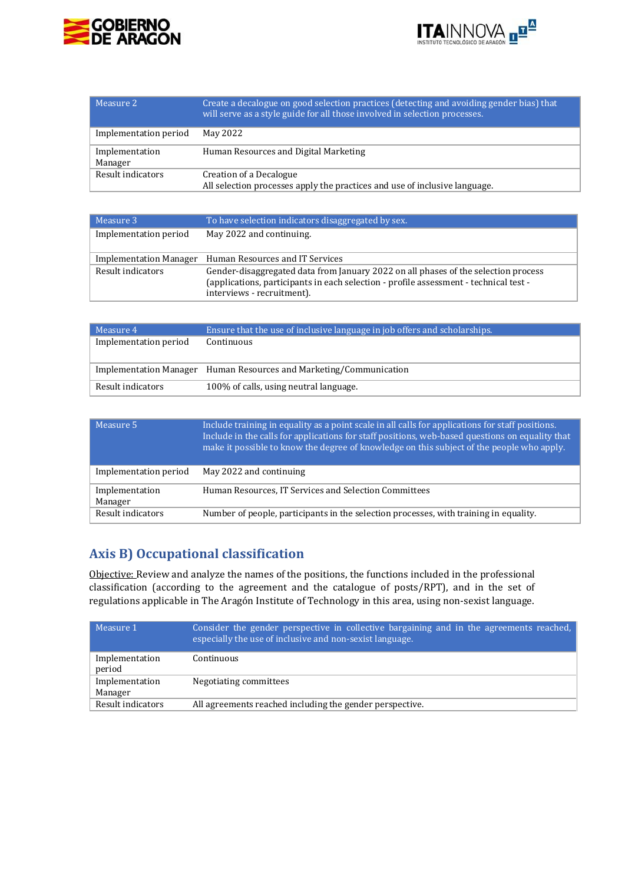| Measure 2 | Create a decalogue on good selection practices (detecting and avoiding gender bias) that will serve as a style guide for all those involved in selection processes. |
|---|---|
| Implementation period | May 2022 |
| Implementation Manager | Human Resources and Digital Marketing |
| Result indicators | Creation of a Decalogue<br>All selection processes apply the practices and use of inclusive language. |

| Measure 3 | To have selection indicators disaggregated by sex. |
|---|---|
| Implementation period | May 2022 and continuing. |
| Implementation Manager | Human Resources and IT Services |
| Result indicators | Gender-disaggregated data from January 2022 on all phases of the selection process (applications, participants in each selection - profile assessment - technical test - interviews - recruitment). |

| Measure 4 | Ensure that the use of inclusive language in job offers and scholarships. |
|---|---|
| Implementation period | Continuous |
| Implementation Manager | Human Resources and Marketing/Communication |
| Result indicators | 100% of calls, using neutral language. |

| Measure 5 | Include training in equality as a point scale in all calls for applications for staff positions. Include in the calls for applications for staff positions, web-based questions on equality that make it possible to know the degree of knowledge on this subject of the people who apply. |
|---|---|
| Implementation period | May 2022 and continuing |
| Implementation Manager | Human Resources, IT Services and Selection Committees |
| Result indicators | Number of people, participants in the selection processes, with training in equality. |

## Axis B) Occupational classification

Objective: Review and analyze the names of the positions, the functions included in the professional classification (according to the agreement and the catalogue of posts/RPT), and in the set of regulations applicable in The Aragón Institute of Technology in this area, using non-sexist language.

| Measure 1 | Consider the gender perspective in collective bargaining and in the agreements reached, especially the use of inclusive and non-sexist language. |
|---|---|
| Implementation period | Continuous |
| Implementation Manager | Negotiating committees |
| Result indicators | All agreements reached including the gender perspective. |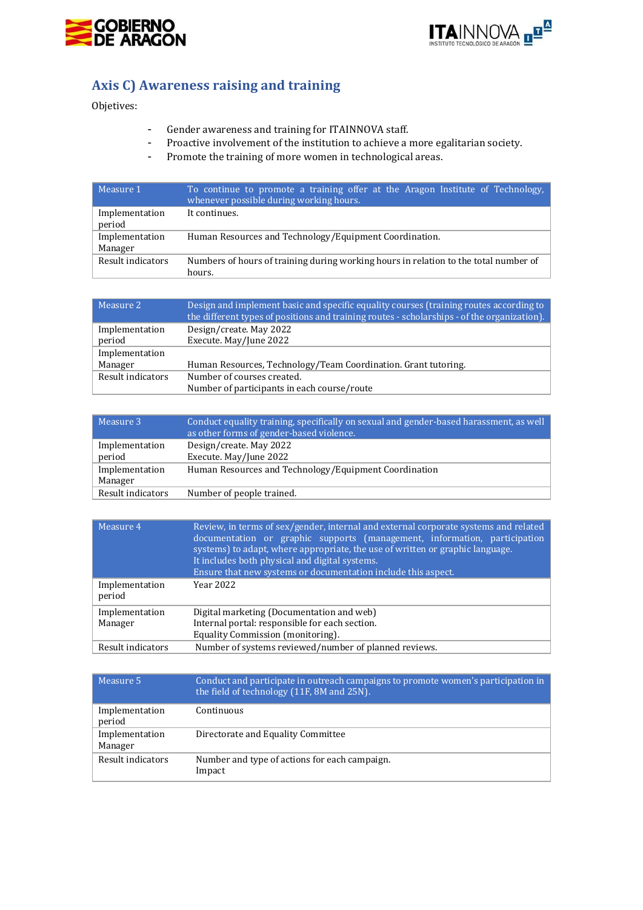## Axis C) Awareness raising and training

Objetives:

- Gender awareness and training for ITAINNOVA staff.
- Proactive involvement of the institution to achieve a more egalitarian society.
- Promote the training of more women in technological areas.

| Measure 1 | To continue to promote a training offer at the Aragon Institute of Technology, whenever possible during working hours. |
|---|---|
| Implementation period | It continues. |
| Implementation Manager | Human Resources and Technology/Equipment Coordination. |
| Result indicators | Numbers of hours of training during working hours in relation to the total number of hours. |

| Measure 2 | Design and implement basic and specific equality courses (training routes according to the different types of positions and training routes - scholarships - of the organization). |
|---|---|
| Implementation period | Design/create. May 2022<br>Execute. May/June 2022 |
| Implementation Manager | Human Resources, Technology/Team Coordination. Grant tutoring. |
| Result indicators | Number of courses created.<br>Number of participants in each course/route |

| Measure 3 | Conduct equality training, specifically on sexual and gender-based harassment, as well as other forms of gender-based violence. |
|---|---|
| Implementation period | Design/create. May 2022<br>Execute. May/June 2022 |
| Implementation Manager | Human Resources and Technology/Equipment Coordination |
| Result indicators | Number of people trained. |

| Measure 4 | Review, in terms of sex/gender, internal and external corporate systems and related documentation or graphic supports (management, information, participation systems) to adapt, where appropriate, the use of written or graphic language.<br>It includes both physical and digital systems.<br>Ensure that new systems or documentation include this aspect. |
|---|---|
| Implementation period | Year 2022 |
| Implementation Manager | Digital marketing (Documentation and web)<br>Internal portal: responsible for each section.<br>Equality Commission (monitoring). |
| Result indicators | Number of systems reviewed/number of planned reviews. |

| Measure 5 | Conduct and participate in outreach campaigns to promote women's participation in the field of technology (11F, 8M and 25N). |
|---|---|
| Implementation period | Continuous |
| Implementation Manager | Directorate and Equality Committee |
| Result indicators | Number and type of actions for each campaign.<br>Impact |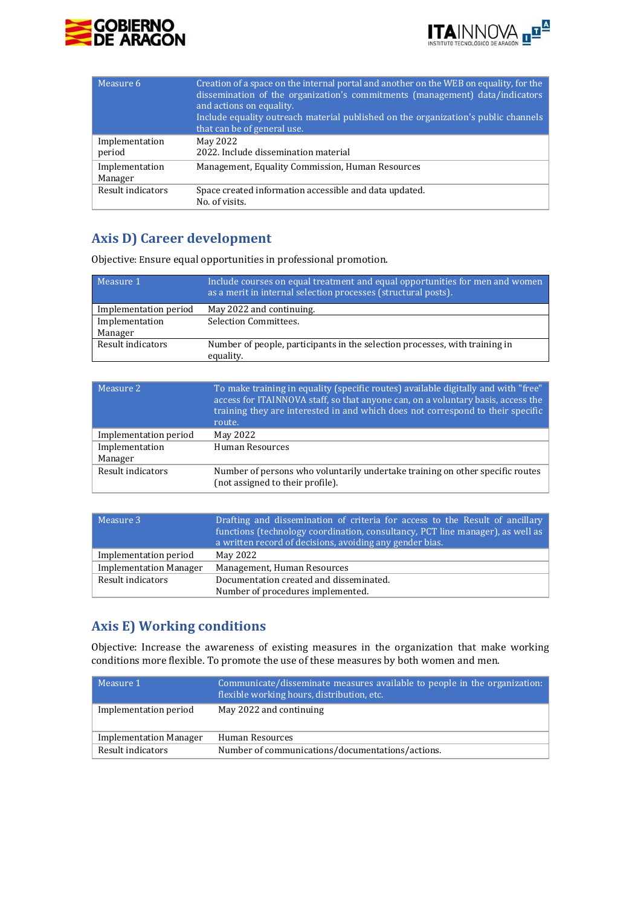| Measure 6 | Creation of a space on the internal portal and another on the WEB on equality, for the dissemination of the organization's commitments (management) data/indicators and actions on equality.<br>Include equality outreach material published on the organization's public channels that can be of general use. |
|---|---|
| Implementation period | May 2022<br>2022. Include dissemination material |
| Implementation Manager | Management, Equality Commission, Human Resources |
| Result indicators | Space created information accessible and data updated.<br>No. of visits. |

## Axis D) Career development

Objective: Ensure equal opportunities in professional promotion.

| Measure 1 | Include courses on equal treatment and equal opportunities for men and women as a merit in internal selection processes (structural posts). |
|---|---|
| Implementation period | May 2022 and continuing. |
| Implementation Manager | Selection Committees. |
| Result indicators | Number of people, participants in the selection processes, with training in equality. |

| Measure 2 | To make training in equality (specific routes) available digitally and with "free" access for ITAINNOVA staff, so that anyone can, on a voluntary basis, access the training they are interested in and which does not correspond to their specific route. |
|---|---|
| Implementation period | May 2022 |
| Implementation Manager | Human Resources |
| Result indicators | Number of persons who voluntarily undertake training on other specific routes (not assigned to their profile). |

| Measure 3 | Drafting and dissemination of criteria for access to the Result of ancillary functions (technology coordination, consultancy, PCT line manager), as well as a written record of decisions, avoiding any gender bias. |
|---|---|
| Implementation period | May 2022 |
| Implementation Manager | Management, Human Resources |
| Result indicators | Documentation created and disseminated.<br>Number of procedures implemented. |

## Axis E) Working conditions

Objective: Increase the awareness of existing measures in the organization that make working conditions more flexible. To promote the use of these measures by both women and men.

| Measure 1 | Communicate/disseminate measures available to people in the organization: flexible working hours, distribution, etc. |
|---|---|
| Implementation period | May 2022 and continuing |
| Implementation Manager | Human Resources |
| Result indicators | Number of communications/documentations/actions. |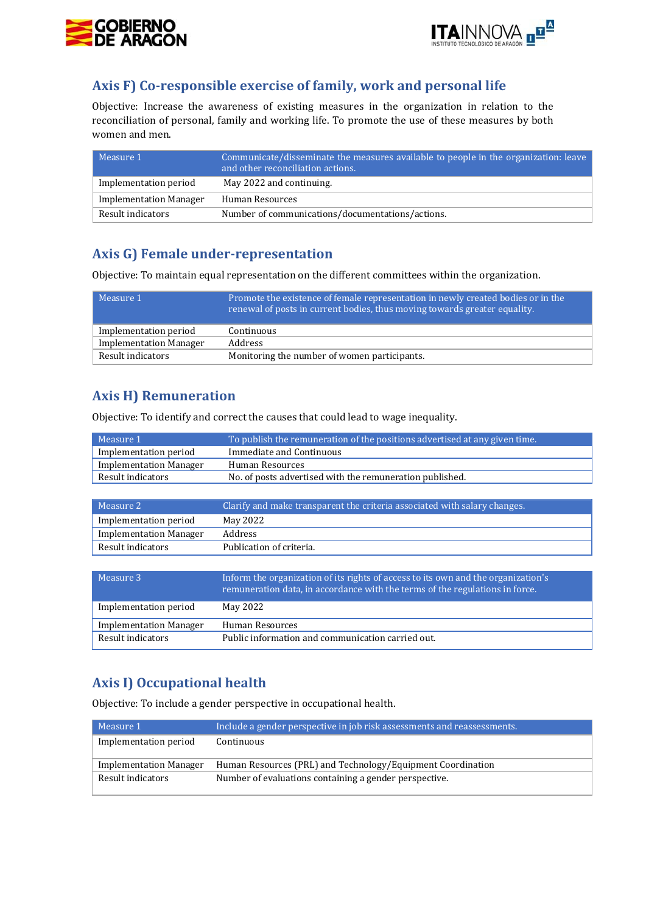## Axis F) Co-responsible exercise of family, work and personal life

Objective: Increase the awareness of existing measures in the organization in relation to the reconciliation of personal, family and working life. To promote the use of these measures by both women and men.

| Measure 1 | Communicate/disseminate the measures available to people in the organization: leave and other reconciliation actions. |
|---|---|
| Implementation period | May 2022 and continuing. |
| Implementation Manager | Human Resources |
| Result indicators | Number of communications/documentations/actions. |

## Axis G) Female under-representation

Objective: To maintain equal representation on the different committees within the organization.

| Measure 1 | Promote the existence of female representation in newly created bodies or in the renewal of posts in current bodies, thus moving towards greater equality. |
|---|---|
| Implementation period | Continuous |
| Implementation Manager | Address |
| Result indicators | Monitoring the number of women participants. |

## Axis H) Remuneration

Objective: To identify and correct the causes that could lead to wage inequality.

| Measure 1 | To publish the remuneration of the positions advertised at any given time. |
|---|---|
| Implementation period | Immediate and Continuous |
| Implementation Manager | Human Resources |
| Result indicators | No. of posts advertised with the remuneration published. |

| Measure 2 | Clarify and make transparent the criteria associated with salary changes. |
|---|---|
| Implementation period | May 2022 |
| Implementation Manager | Address |
| Result indicators | Publication of criteria. |

| Measure 3 | Inform the organization of its rights of access to its own and the organization's remuneration data, in accordance with the terms of the regulations in force. |
|---|---|
| Implementation period | May 2022 |
| Implementation Manager | Human Resources |
| Result indicators | Public information and communication carried out. |

## Axis I) Occupational health

Objective: To include a gender perspective in occupational health.

| Measure 1 | Include a gender perspective in job risk assessments and reassessments. |
|---|---|
| Implementation period | Continuous |
| Implementation Manager | Human Resources (PRL) and Technology/Equipment Coordination |
| Result indicators | Number of evaluations containing a gender perspective. |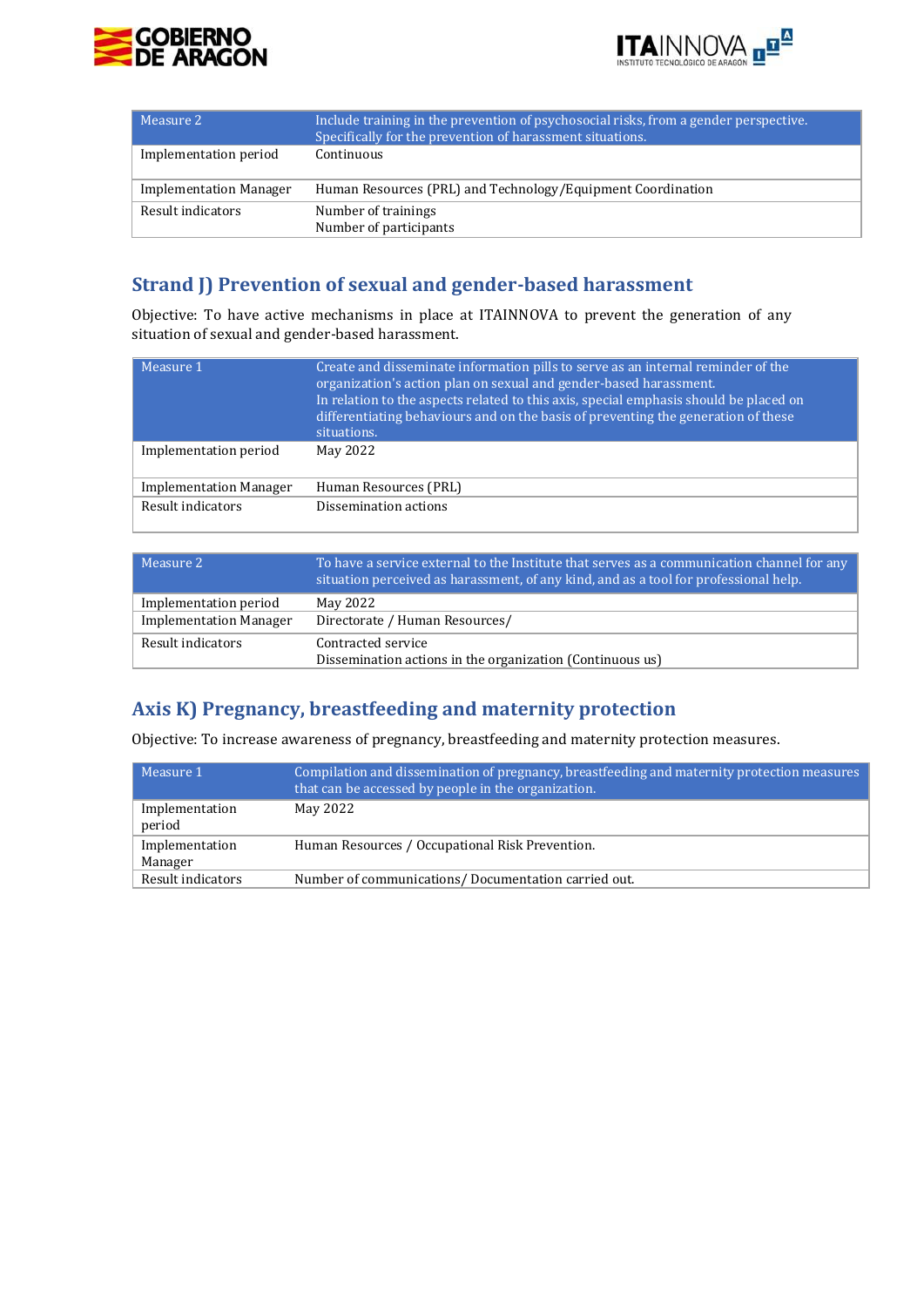| Measure 2 | Include training in the prevention of psychosocial risks, from a gender perspective. Specifically for the prevention of harassment situations. |
|---|---|
| Implementation period | Continuous |
| Implementation Manager | Human Resources (PRL) and Technology/Equipment Coordination |
| Result indicators | Number of trainings<br>Number of participants |

## Strand J) Prevention of sexual and gender-based harassment

Objective: To have active mechanisms in place at ITAINNOVA to prevent the generation of any situation of sexual and gender-based harassment.

| Measure 1 | Create and disseminate information pills to serve as an internal reminder of the organization's action plan on sexual and gender-based harassment.<br>In relation to the aspects related to this axis, special emphasis should be placed on differentiating behaviours and on the basis of preventing the generation of these situations. |
|---|---|
| Implementation period | May 2022 |
| Implementation Manager | Human Resources (PRL) |
| Result indicators | Dissemination actions |

| Measure 2 | To have a service external to the Institute that serves as a communication channel for any situation perceived as harassment, of any kind, and as a tool for professional help. |
|---|---|
| Implementation period | May 2022 |
| Implementation Manager | Directorate / Human Resources/ |
| Result indicators | Contracted service<br>Dissemination actions in the organization (Continuous us) |

## Axis K) Pregnancy, breastfeeding and maternity protection

Objective: To increase awareness of pregnancy, breastfeeding and maternity protection measures.

| Measure 1 | Compilation and dissemination of pregnancy, breastfeeding and maternity protection measures that can be accessed by people in the organization. |
|---|---|
| Implementation period | May 2022 |
| Implementation Manager | Human Resources / Occupational Risk Prevention. |
| Result indicators | Number of communications/ Documentation carried out. |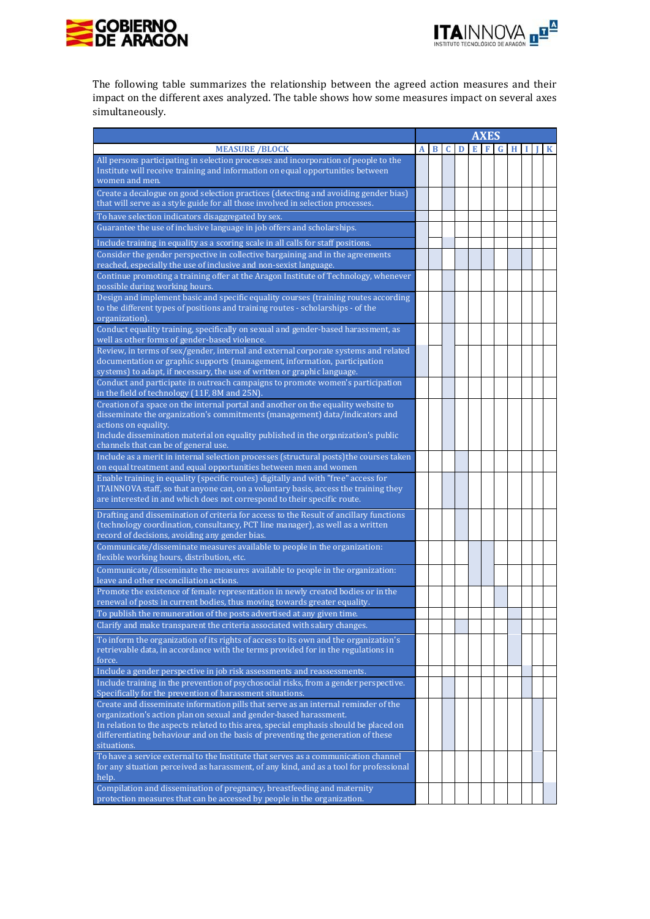The following table summarizes the relationship between the agreed action measures and their impact on the different axes analyzed. The table shows how some measures impact on several axes simultaneously.

| MEASURE /BLOCK | AXES | | | | | | | | | | |
|---|---|---|---|---|---|---|---|---|---|---|---|
| | A | B | C | D | E | F | G | H | I | J | K |
| All persons participating in selection processes and incorporation of people to the Institute will receive training and information on equal opportunities between women and men. | X | | X | | | | | | | | |
| Create a decalogue on good selection practices (detecting and avoiding gender bias) that will serve as a style guide for all those involved in selection processes. | X | | X | | | | | | | | |
| To have selection indicators disaggregated by sex. | X | | | | | | | | | | |
| Guarantee the use of inclusive language in job offers and scholarships. | X | | | | | | | | | | |
| Include training in equality as a scoring scale in all calls for staff positions. | X | | X | | | | | | | | |
| Consider the gender perspective in collective bargaining and in the agreements reached, especially the use of inclusive and non-sexist language. | X | X | | X | X | X | | X | X | | |
| Continue promoting a training offer at the Aragon Institute of Technology, whenever possible during working hours. | | | X | | | | | | | | |
| Design and implement basic and specific equality courses (training routes according to the different types of positions and training routes - scholarships - of the organization). | | | X | | | | | | | | |
| Conduct equality training, specifically on sexual and gender-based harassment, as well as other forms of gender-based violence. | | | X | | | | | | | | |
| Review, in terms of sex/gender, internal and external corporate systems and related documentation or graphic supports (management, information, participation systems) to adapt, if necessary, the use of written or graphic language. | X | | X | | | | | | | | |
| Conduct and participate in outreach campaigns to promote women's participation in the field of technology (11F, 8M and 25N). | | | X | | | | | | | | |
| Creation of a space on the internal portal and another on the equality website to disseminate the organization's commitments (management) data/indicators and actions on equality. Include dissemination material on equality published in the organization's public channels that can be of general use. | | | X | | | | | | | | |
| Include as a merit in internal selection processes (structural posts) the courses taken on equal treatment and equal opportunities between men and women | | | | X | | | | | | | |
| Enable training in equality (specific routes) digitally and with "free" access for ITAINNOVA staff, so that anyone can, on a voluntary basis, access the training they are interested in and which does not correspond to their specific route. | | | X | X | | | | | | | |
| Drafting and dissemination of criteria for access to the Result of ancillary functions (technology coordination, consultancy, PCT line manager), as well as a written record of decisions, avoiding any gender bias. | | | | X | | | | | | | |
| Communicate/disseminate measures available to people in the organization: flexible working hours, distribution, etc. | | | | | X | X | | | | | |
| Communicate/disseminate the measures available to people in the organization: leave and other reconciliation actions. | | | | | X | X | | | | | |
| Promote the existence of female representation in newly created bodies or in the renewal of posts in current bodies, thus moving towards greater equality. | | | | | | | X | | | | |
| To publish the remuneration of the posts advertised at any given time. | | | | | | | | X | | | |
| Clarify and make transparent the criteria associated with salary changes. | | | | X | | | | X | | | |
| To inform the organization of its rights of access to its own and the organization's retrievable data, in accordance with the terms provided for in the regulations in force. | | | | | | | | X | | | |
| Include a gender perspective in job risk assessments and reassessments. | | | | | | | | | X | | |
| Include training in the prevention of psychosocial risks, from a gender perspective. Specifically for the prevention of harassment situations. | | | X | | | | | | X | | |
| Create and disseminate information pills that serve as an internal reminder of the organization's action plan on sexual and gender-based harassment. In relation to the aspects related to this area, special emphasis should be placed on differentiating behaviour and on the basis of preventing the generation of these situations. | | | X | | | | | | | X | |
| To have a service external to the Institute that serves as a communication channel for any situation perceived as harassment, of any kind, and as a tool for professional help. | | | | | | | | | | X | |
| Compilation and dissemination of pregnancy, breastfeeding and maternity protection measures that can be accessed by people in the organization. | | | | | | | | | | | X |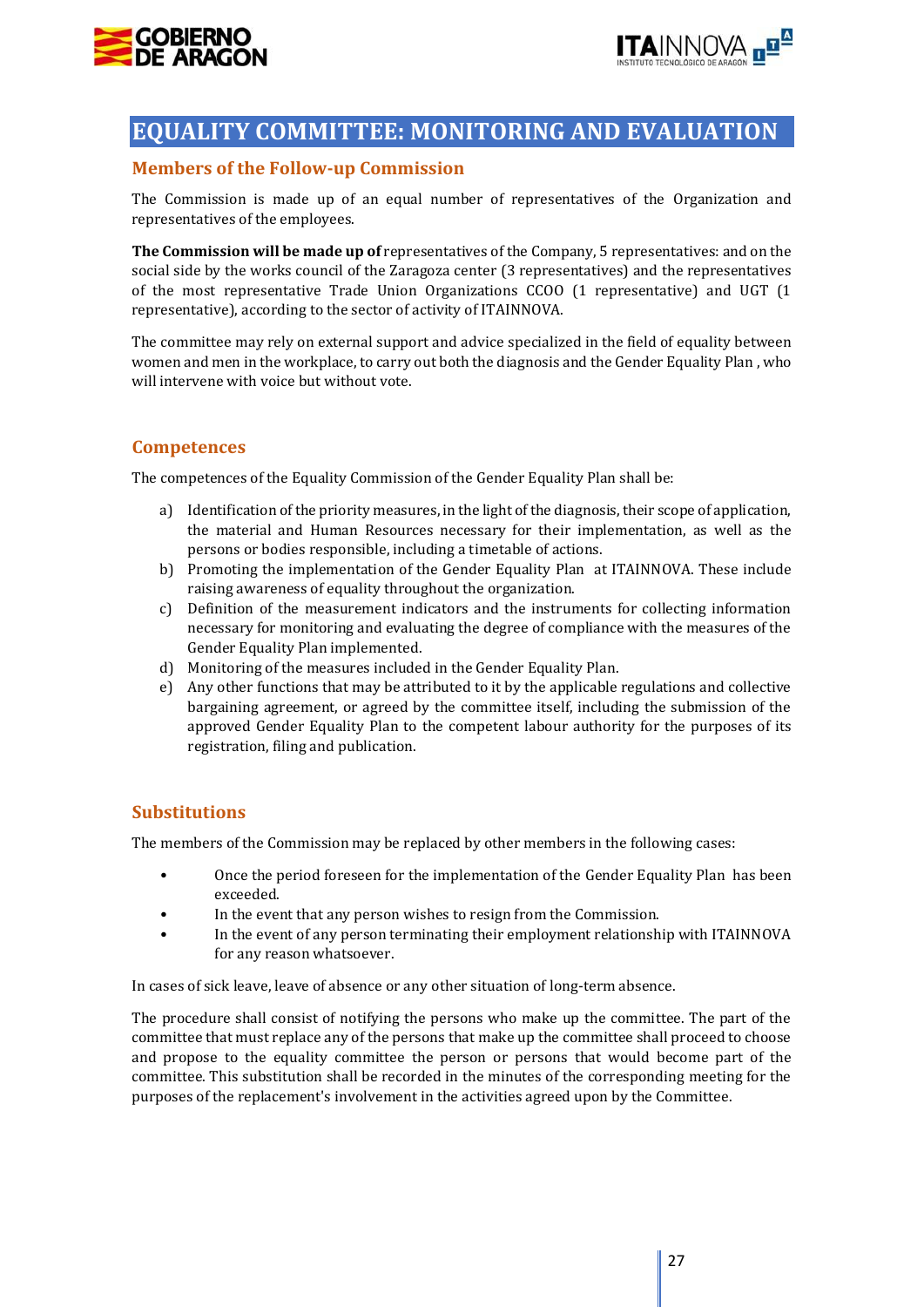# EQUALITY COMMITTEE: MONITORING AND EVALUATION

## Members of the Follow-up Commission

The Commission is made up of an equal number of representatives of the Organization and representatives of the employees.

**The Commission will be made up of** representatives of the Company, 5 representatives: and on the social side by the works council of the Zaragoza center (3 representatives) and the representatives of the most representative Trade Union Organizations CCOO (1 representative) and UGT (1 representative), according to the sector of activity of ITAINNOVA.

The committee may rely on external support and advice specialized in the field of equality between women and men in the workplace, to carry out both the diagnosis and the Gender Equality Plan , who will intervene with voice but without vote.

## Competences

The competences of the Equality Commission of the Gender Equality Plan shall be:

a) Identification of the priority measures, in the light of the diagnosis, their scope of application, the material and Human Resources necessary for their implementation, as well as the persons or bodies responsible, including a timetable of actions.
b) Promoting the implementation of the Gender Equality Plan at ITAINNOVA. These include raising awareness of equality throughout the organization.
c) Definition of the measurement indicators and the instruments for collecting information necessary for monitoring and evaluating the degree of compliance with the measures of the Gender Equality Plan implemented.
d) Monitoring of the measures included in the Gender Equality Plan.
e) Any other functions that may be attributed to it by the applicable regulations and collective bargaining agreement, or agreed by the committee itself, including the submission of the approved Gender Equality Plan to the competent labour authority for the purposes of its registration, filing and publication.

## Substitutions

The members of the Commission may be replaced by other members in the following cases:

- Once the period foreseen for the implementation of the Gender Equality Plan has been exceeded.
- In the event that any person wishes to resign from the Commission.
- In the event of any person terminating their employment relationship with ITAINNOVA for any reason whatsoever.

In cases of sick leave, leave of absence or any other situation of long-term absence.

The procedure shall consist of notifying the persons who make up the committee. The part of the committee that must replace any of the persons that make up the committee shall proceed to choose and propose to the equality committee the person or persons that would become part of the committee. This substitution shall be recorded in the minutes of the corresponding meeting for the purposes of the replacement's involvement in the activities agreed upon by the Committee.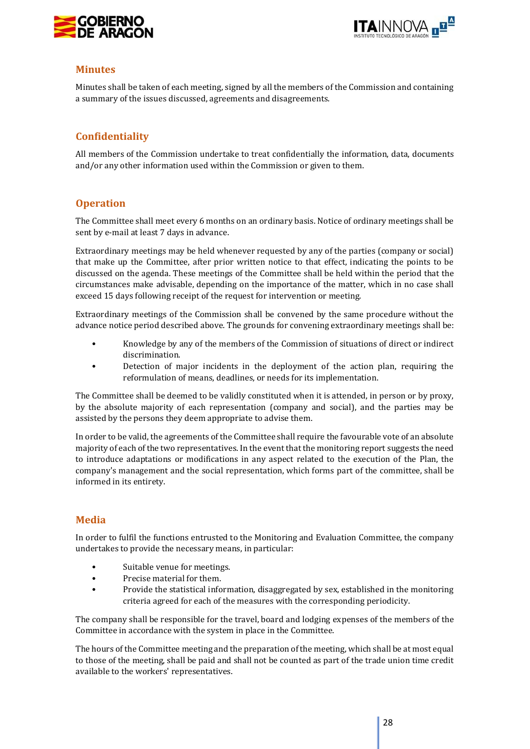## Minutes

Minutes shall be taken of each meeting, signed by all the members of the Commission and containing a summary of the issues discussed, agreements and disagreements.

## Confidentiality

All members of the Commission undertake to treat confidentially the information, data, documents and/or any other information used within the Commission or given to them.

## Operation

The Committee shall meet every 6 months on an ordinary basis. Notice of ordinary meetings shall be sent by e-mail at least 7 days in advance.

Extraordinary meetings may be held whenever requested by any of the parties (company or social) that make up the Committee, after prior written notice to that effect, indicating the points to be discussed on the agenda. These meetings of the Committee shall be held within the period that the circumstances make advisable, depending on the importance of the matter, which in no case shall exceed 15 days following receipt of the request for intervention or meeting.

Extraordinary meetings of the Commission shall be convened by the same procedure without the advance notice period described above. The grounds for convening extraordinary meetings shall be:

- Knowledge by any of the members of the Commission of situations of direct or indirect discrimination.
- Detection of major incidents in the deployment of the action plan, requiring the reformulation of means, deadlines, or needs for its implementation.

The Committee shall be deemed to be validly constituted when it is attended, in person or by proxy, by the absolute majority of each representation (company and social), and the parties may be assisted by the persons they deem appropriate to advise them.

In order to be valid, the agreements of the Committee shall require the favourable vote of an absolute majority of each of the two representatives. In the event that the monitoring report suggests the need to introduce adaptations or modifications in any aspect related to the execution of the Plan, the company's management and the social representation, which forms part of the committee, shall be informed in its entirety.

## Media

In order to fulfil the functions entrusted to the Monitoring and Evaluation Committee, the company undertakes to provide the necessary means, in particular:

- Suitable venue for meetings.
- Precise material for them.
- Provide the statistical information, disaggregated by sex, established in the monitoring criteria agreed for each of the measures with the corresponding periodicity.

The company shall be responsible for the travel, board and lodging expenses of the members of the Committee in accordance with the system in place in the Committee.

The hours of the Committee meeting and the preparation of the meeting, which shall be at most equal to those of the meeting, shall be paid and shall not be counted as part of the trade union time credit available to the workers' representatives.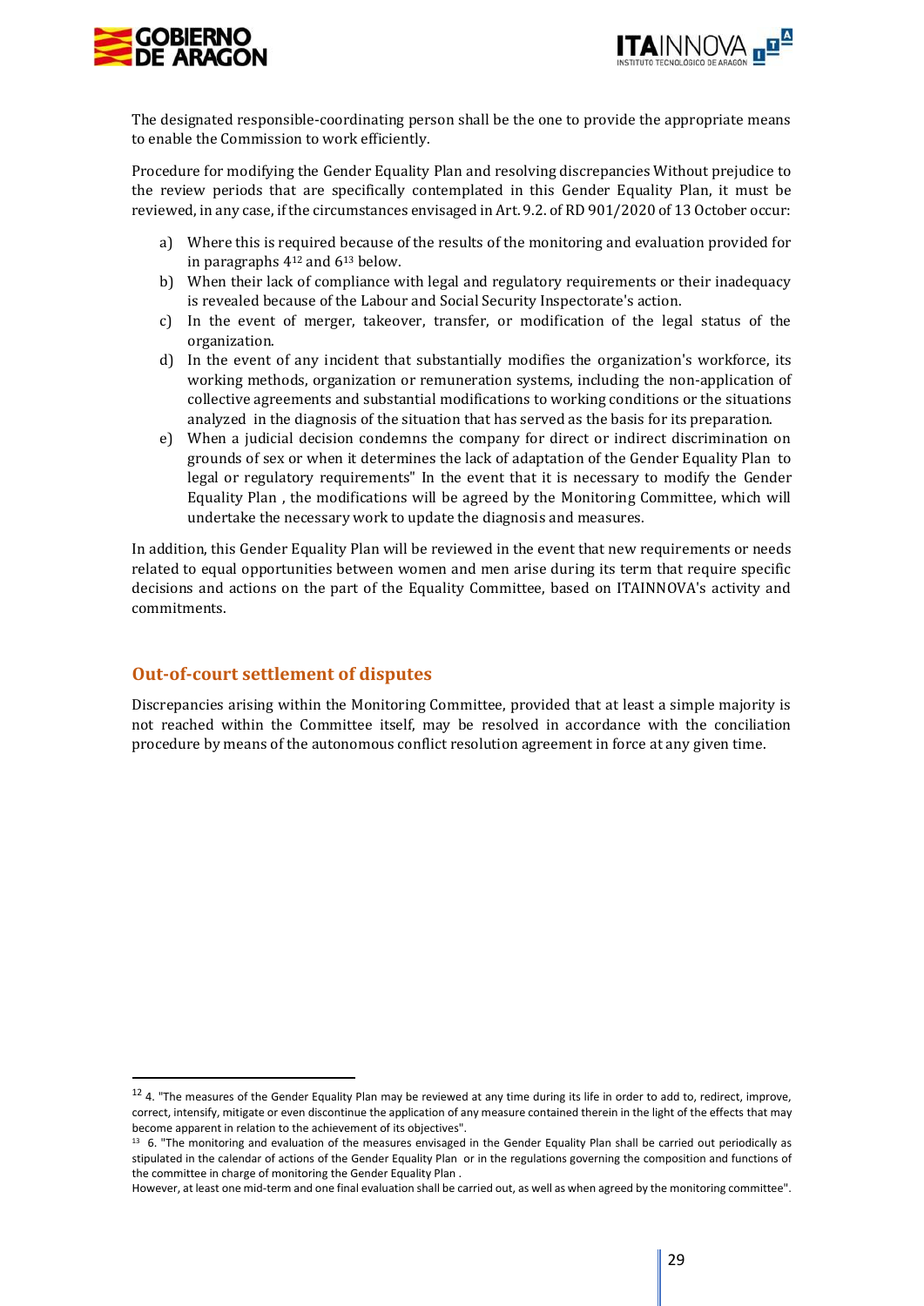The designated responsible-coordinating person shall be the one to provide the appropriate means to enable the Commission to work efficiently.

Procedure for modifying the Gender Equality Plan and resolving discrepancies Without prejudice to the review periods that are specifically contemplated in this Gender Equality Plan, it must be reviewed, in any case, if the circumstances envisaged in Art. 9.2. of RD 901/2020 of 13 October occur:

a) Where this is required because of the results of the monitoring and evaluation provided for in paragraphs 4[12] and 6[13] below.
b) When their lack of compliance with legal and regulatory requirements or their inadequacy is revealed because of the Labour and Social Security Inspectorate's action.
c) In the event of merger, takeover, transfer, or modification of the legal status of the organization.
d) In the event of any incident that substantially modifies the organization's workforce, its working methods, organization or remuneration systems, including the non-application of collective agreements and substantial modifications to working conditions or the situations analyzed in the diagnosis of the situation that has served as the basis for its preparation.
e) When a judicial decision condemns the company for direct or indirect discrimination on grounds of sex or when it determines the lack of adaptation of the Gender Equality Plan to legal or regulatory requirements" In the event that it is necessary to modify the Gender Equality Plan , the modifications will be agreed by the Monitoring Committee, which will undertake the necessary work to update the diagnosis and measures.

In addition, this Gender Equality Plan will be reviewed in the event that new requirements or needs related to equal opportunities between women and men arise during its term that require specific decisions and actions on the part of the Equality Committee, based on ITAINNOVA's activity and commitments.

## Out-of-court settlement of disputes

Discrepancies arising within the Monitoring Committee, provided that at least a simple majority is not reached within the Committee itself, may be resolved in accordance with the conciliation procedure by means of the autonomous conflict resolution agreement in force at any given time.

---

[12] 4. "The measures of the Gender Equality Plan may be reviewed at any time during its life in order to add to, redirect, improve, correct, intensify, mitigate or even discontinue the application of any measure contained therein in the light of the effects that may become apparent in relation to the achievement of its objectives".

[13] 6. "The monitoring and evaluation of the measures envisaged in the Gender Equality Plan shall be carried out periodically as stipulated in the calendar of actions of the Gender Equality Plan or in the regulations governing the composition and functions of the committee in charge of monitoring the Gender Equality Plan .
However, at least one mid-term and one final evaluation shall be carried out, as well as when agreed by the monitoring committee".